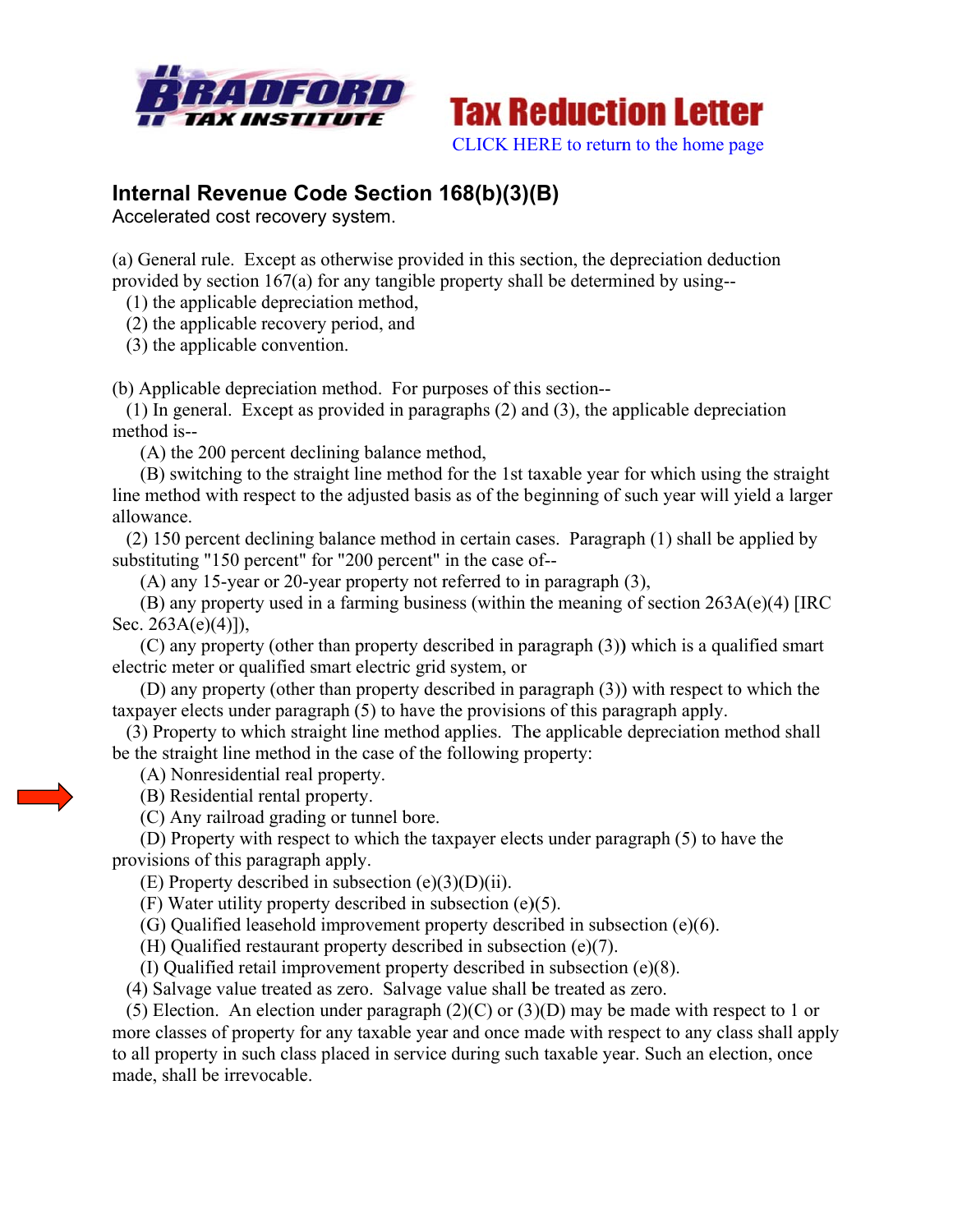Bradford Tax Institute

Tax Reduction Letter

CLICK HERE to return to the home page

## Internal Revenue Code Section 168(b)(3)(B)

Accelerated cost recovery system.

(a) General rule. Except as otherwise provided in this section, the depreciation deduction provided by section 167(a) for any tangible property shall be determined by using--

(1) the applicable depreciation method,

(2) the applicable recovery period, and

(3) the applicable convention.

(b) Applicable depreciation method. For purposes of this section--

(1) In general. Except as provided in paragraphs (2) and (3), the applicable depreciation method is--

(A) the 200 percent declining balance method,

(B) switching to the straight line method for the 1st taxable year for which using the straight line method with respect to the adjusted basis as of the beginning of such year will yield a larger allowance.

(2) 150 percent declining balance method in certain cases. Paragraph (1) shall be applied by substituting "150 percent" for "200 percent" in the case of--

(A) any 15-year or 20-year property not referred to in paragraph (3),

(B) any property used in a farming business (within the meaning of section 263A(e)(4) [IRC Sec. 263A(e)(4)]),

(C) any property (other than property described in paragraph (3)) which is a qualified smart electric meter or qualified smart electric grid system, or

(D) any property (other than property described in paragraph (3)) with respect to which the taxpayer elects under paragraph (5) to have the provisions of this paragraph apply.

(3) Property to which straight line method applies. The applicable depreciation method shall be the straight line method in the case of the following property:

(A) Nonresidential real property.

(B) Residential rental property.

(C) Any railroad grading or tunnel bore.

(D) Property with respect to which the taxpayer elects under paragraph (5) to have the provisions of this paragraph apply.

(E) Property described in subsection (e)(3)(D)(ii).

(F) Water utility property described in subsection (e)(5).

(G) Qualified leasehold improvement property described in subsection (e)(6).

(H) Qualified restaurant property described in subsection (e)(7).

(I) Qualified retail improvement property described in subsection (e)(8).

(4) Salvage value treated as zero. Salvage value shall be treated as zero.

(5) Election. An election under paragraph (2)(C) or (3)(D) may be made with respect to 1 or more classes of property for any taxable year and once made with respect to any class shall apply to all property in such class placed in service during such taxable year. Such an election, once made, shall be irrevocable.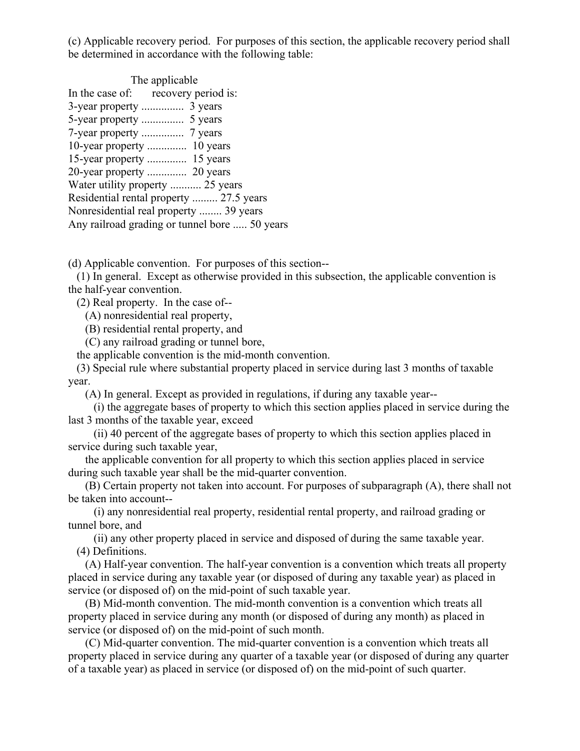(c) Applicable recovery period. For purposes of this section, the applicable recovery period shall be determined in accordance with the following table:

| In the case of: | The applicable recovery period is: |
|---|---|
| 3-year property | 3 years |
| 5-year property | 5 years |
| 7-year property | 7 years |
| 10-year property | 10 years |
| 15-year property | 15 years |
| 20-year property | 20 years |
| Water utility property | 25 years |
| Residential rental property | 27.5 years |
| Nonresidential real property | 39 years |
| Any railroad grading or tunnel bore | 50 years |

(d) Applicable convention. For purposes of this section--

(1) In general. Except as otherwise provided in this subsection, the applicable convention is the half-year convention.

(2) Real property. In the case of--

(A) nonresidential real property,

(B) residential rental property, and

(C) any railroad grading or tunnel bore,

the applicable convention is the mid-month convention.

(3) Special rule where substantial property placed in service during last 3 months of taxable year.

(A) In general. Except as provided in regulations, if during any taxable year--

(i) the aggregate bases of property to which this section applies placed in service during the last 3 months of the taxable year, exceed

(ii) 40 percent of the aggregate bases of property to which this section applies placed in service during such taxable year,

the applicable convention for all property to which this section applies placed in service during such taxable year shall be the mid-quarter convention.

(B) Certain property not taken into account. For purposes of subparagraph (A), there shall not be taken into account--

(i) any nonresidential real property, residential rental property, and railroad grading or tunnel bore, and

(ii) any other property placed in service and disposed of during the same taxable year.

(4) Definitions.

(A) Half-year convention. The half-year convention is a convention which treats all property placed in service during any taxable year (or disposed of during any taxable year) as placed in service (or disposed of) on the mid-point of such taxable year.

(B) Mid-month convention. The mid-month convention is a convention which treats all property placed in service during any month (or disposed of during any month) as placed in service (or disposed of) on the mid-point of such month.

(C) Mid-quarter convention. The mid-quarter convention is a convention which treats all property placed in service during any quarter of a taxable year (or disposed of during any quarter of a taxable year) as placed in service (or disposed of) on the mid-point of such quarter.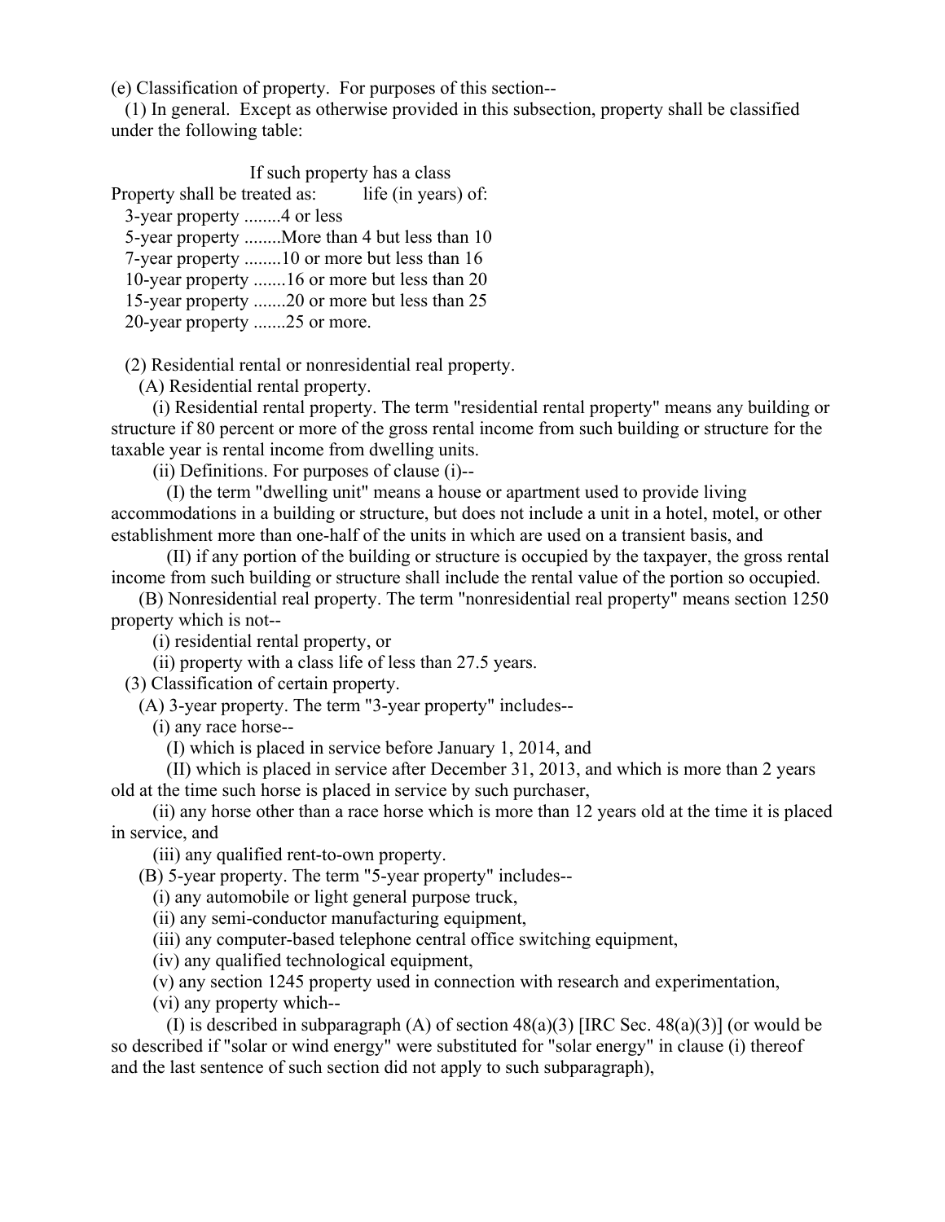(e) Classification of property. For purposes of this section--

(1) In general. Except as otherwise provided in this subsection, property shall be classified under the following table:

| Property shall be treated as: | If such property has a class life (in years) of: |
|---|---|
| 3-year property | 4 or less |
| 5-year property | More than 4 but less than 10 |
| 7-year property | 10 or more but less than 16 |
| 10-year property | 16 or more but less than 20 |
| 15-year property | 20 or more but less than 25 |
| 20-year property | 25 or more. |

(2) Residential rental or nonresidential real property.

(A) Residential rental property.

(i) Residential rental property. The term "residential rental property" means any building or structure if 80 percent or more of the gross rental income from such building or structure for the taxable year is rental income from dwelling units.

(ii) Definitions. For purposes of clause (i)--

(I) the term "dwelling unit" means a house or apartment used to provide living accommodations in a building or structure, but does not include a unit in a hotel, motel, or other establishment more than one-half of the units in which are used on a transient basis, and

(II) if any portion of the building or structure is occupied by the taxpayer, the gross rental income from such building or structure shall include the rental value of the portion so occupied.

(B) Nonresidential real property. The term "nonresidential real property" means section 1250 property which is not--

(i) residential rental property, or

(ii) property with a class life of less than 27.5 years.

(3) Classification of certain property.

(A) 3-year property. The term "3-year property" includes--

(i) any race horse--

(I) which is placed in service before January 1, 2014, and

(II) which is placed in service after December 31, 2013, and which is more than 2 years old at the time such horse is placed in service by such purchaser,

(ii) any horse other than a race horse which is more than 12 years old at the time it is placed in service, and

(iii) any qualified rent-to-own property.

(B) 5-year property. The term "5-year property" includes--

(i) any automobile or light general purpose truck,

(ii) any semi-conductor manufacturing equipment,

(iii) any computer-based telephone central office switching equipment,

(iv) any qualified technological equipment,

(v) any section 1245 property used in connection with research and experimentation,

(vi) any property which--

(I) is described in subparagraph (A) of section 48(a)(3) [IRC Sec. 48(a)(3)] (or would be so described if "solar or wind energy" were substituted for "solar energy" in clause (i) thereof and the last sentence of such section did not apply to such subparagraph),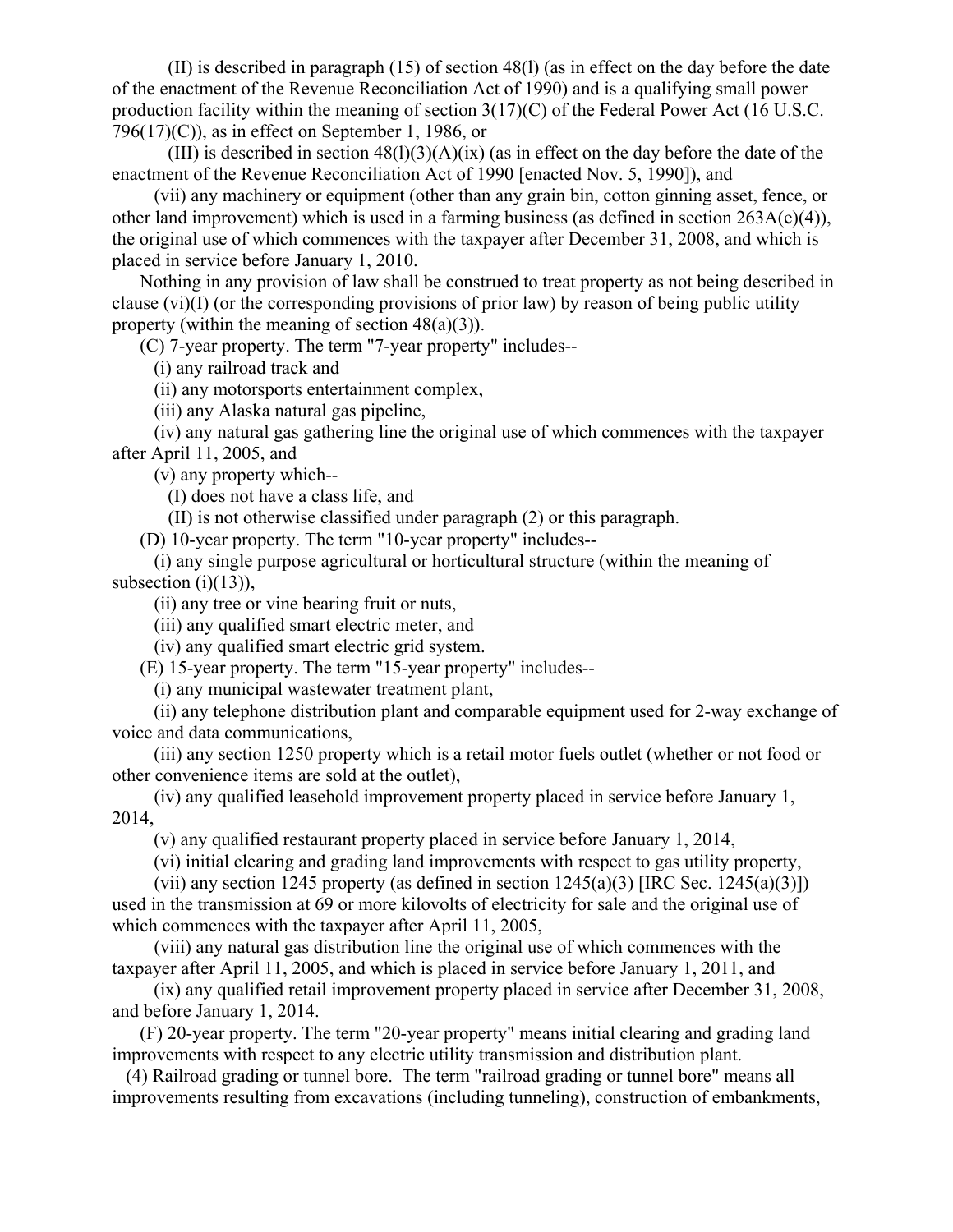(II) is described in paragraph (15) of section 48(l) (as in effect on the day before the date of the enactment of the Revenue Reconciliation Act of 1990) and is a qualifying small power production facility within the meaning of section 3(17)(C) of the Federal Power Act (16 U.S.C. 796(17)(C)), as in effect on September 1, 1986, or

(III) is described in section 48(l)(3)(A)(ix) (as in effect on the day before the date of the enactment of the Revenue Reconciliation Act of 1990 [enacted Nov. 5, 1990]), and

(vii) any machinery or equipment (other than any grain bin, cotton ginning asset, fence, or other land improvement) which is used in a farming business (as defined in section 263A(e)(4)), the original use of which commences with the taxpayer after December 31, 2008, and which is placed in service before January 1, 2010.

Nothing in any provision of law shall be construed to treat property as not being described in clause (vi)(I) (or the corresponding provisions of prior law) by reason of being public utility property (within the meaning of section 48(a)(3)).

(C) 7-year property. The term "7-year property" includes--

(i) any railroad track and

(ii) any motorsports entertainment complex,

(iii) any Alaska natural gas pipeline,

(iv) any natural gas gathering line the original use of which commences with the taxpayer after April 11, 2005, and

(v) any property which--

(I) does not have a class life, and

(II) is not otherwise classified under paragraph (2) or this paragraph.

(D) 10-year property. The term "10-year property" includes--

(i) any single purpose agricultural or horticultural structure (within the meaning of subsection (i)(13)),

(ii) any tree or vine bearing fruit or nuts,

(iii) any qualified smart electric meter, and

(iv) any qualified smart electric grid system.

(E) 15-year property. The term "15-year property" includes--

(i) any municipal wastewater treatment plant,

(ii) any telephone distribution plant and comparable equipment used for 2-way exchange of voice and data communications,

(iii) any section 1250 property which is a retail motor fuels outlet (whether or not food or other convenience items are sold at the outlet),

(iv) any qualified leasehold improvement property placed in service before January 1, 2014,

(v) any qualified restaurant property placed in service before January 1, 2014,

(vi) initial clearing and grading land improvements with respect to gas utility property,

(vii) any section 1245 property (as defined in section 1245(a)(3) [IRC Sec. 1245(a)(3)]) used in the transmission at 69 or more kilovolts of electricity for sale and the original use of which commences with the taxpayer after April 11, 2005,

(viii) any natural gas distribution line the original use of which commences with the taxpayer after April 11, 2005, and which is placed in service before January 1, 2011, and

(ix) any qualified retail improvement property placed in service after December 31, 2008, and before January 1, 2014.

(F) 20-year property. The term "20-year property" means initial clearing and grading land improvements with respect to any electric utility transmission and distribution plant.

(4) Railroad grading or tunnel bore. The term "railroad grading or tunnel bore" means all improvements resulting from excavations (including tunneling), construction of embankments,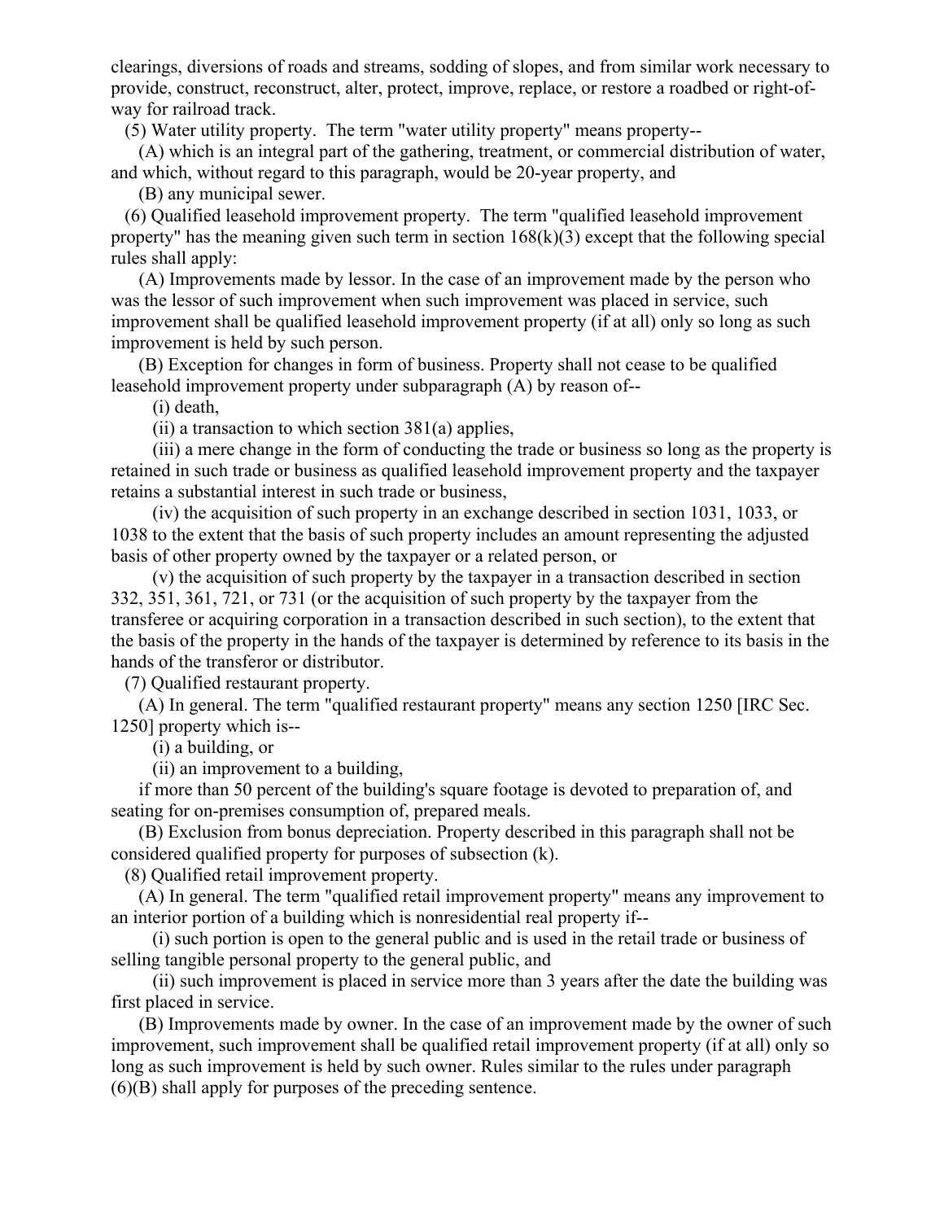clearings, diversions of roads and streams, sodding of slopes, and from similar work necessary to provide, construct, reconstruct, alter, protect, improve, replace, or restore a roadbed or right-of-way for railroad track.

(5) Water utility property. The term "water utility property" means property--

(A) which is an integral part of the gathering, treatment, or commercial distribution of water, and which, without regard to this paragraph, would be 20-year property, and

(B) any municipal sewer.

(6) Qualified leasehold improvement property. The term "qualified leasehold improvement property" has the meaning given such term in section 168(k)(3) except that the following special rules shall apply:

(A) Improvements made by lessor. In the case of an improvement made by the person who was the lessor of such improvement when such improvement was placed in service, such improvement shall be qualified leasehold improvement property (if at all) only so long as such improvement is held by such person.

(B) Exception for changes in form of business. Property shall not cease to be qualified leasehold improvement property under subparagraph (A) by reason of--

(i) death,

(ii) a transaction to which section 381(a) applies,

(iii) a mere change in the form of conducting the trade or business so long as the property is retained in such trade or business as qualified leasehold improvement property and the taxpayer retains a substantial interest in such trade or business,

(iv) the acquisition of such property in an exchange described in section 1031, 1033, or 1038 to the extent that the basis of such property includes an amount representing the adjusted basis of other property owned by the taxpayer or a related person, or

(v) the acquisition of such property by the taxpayer in a transaction described in section 332, 351, 361, 721, or 731 (or the acquisition of such property by the taxpayer from the transferee or acquiring corporation in a transaction described in such section), to the extent that the basis of the property in the hands of the taxpayer is determined by reference to its basis in the hands of the transferor or distributor.

(7) Qualified restaurant property.

(A) In general. The term "qualified restaurant property" means any section 1250 [IRC Sec. 1250] property which is--

(i) a building, or

(ii) an improvement to a building,

if more than 50 percent of the building's square footage is devoted to preparation of, and seating for on-premises consumption of, prepared meals.

(B) Exclusion from bonus depreciation. Property described in this paragraph shall not be considered qualified property for purposes of subsection (k).

(8) Qualified retail improvement property.

(A) In general. The term "qualified retail improvement property" means any improvement to an interior portion of a building which is nonresidential real property if--

(i) such portion is open to the general public and is used in the retail trade or business of selling tangible personal property to the general public, and

(ii) such improvement is placed in service more than 3 years after the date the building was first placed in service.

(B) Improvements made by owner. In the case of an improvement made by the owner of such improvement, such improvement shall be qualified retail improvement property (if at all) only so long as such improvement is held by such owner. Rules similar to the rules under paragraph (6)(B) shall apply for purposes of the preceding sentence.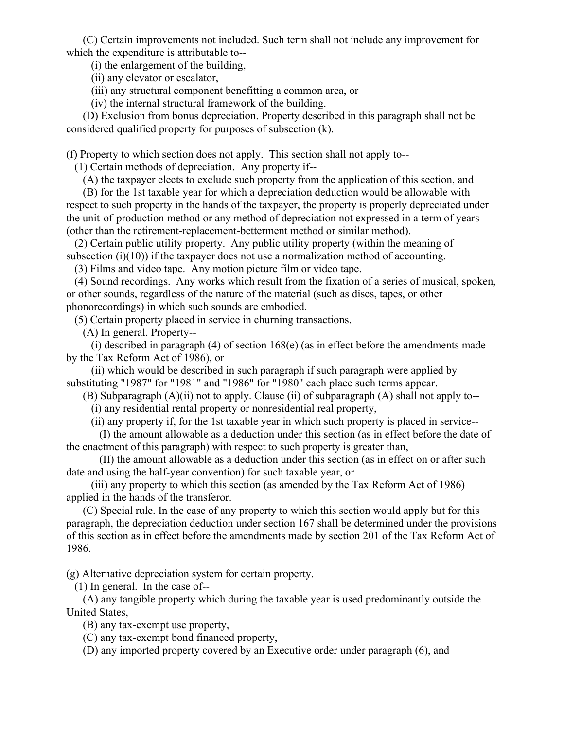(C) Certain improvements not included. Such term shall not include any improvement for which the expenditure is attributable to--

(i) the enlargement of the building,

(ii) any elevator or escalator,

(iii) any structural component benefitting a common area, or

(iv) the internal structural framework of the building.

(D) Exclusion from bonus depreciation. Property described in this paragraph shall not be considered qualified property for purposes of subsection (k).

(f) Property to which section does not apply. This section shall not apply to--

(1) Certain methods of depreciation. Any property if--

(A) the taxpayer elects to exclude such property from the application of this section, and

(B) for the 1st taxable year for which a depreciation deduction would be allowable with respect to such property in the hands of the taxpayer, the property is properly depreciated under the unit-of-production method or any method of depreciation not expressed in a term of years (other than the retirement-replacement-betterment method or similar method).

(2) Certain public utility property. Any public utility property (within the meaning of subsection (i)(10)) if the taxpayer does not use a normalization method of accounting.

(3) Films and video tape. Any motion picture film or video tape.

(4) Sound recordings. Any works which result from the fixation of a series of musical, spoken, or other sounds, regardless of the nature of the material (such as discs, tapes, or other phonorecordings) in which such sounds are embodied.

(5) Certain property placed in service in churning transactions.

(A) In general. Property--

(i) described in paragraph (4) of section 168(e) (as in effect before the amendments made by the Tax Reform Act of 1986), or

(ii) which would be described in such paragraph if such paragraph were applied by substituting "1987" for "1981" and "1986" for "1980" each place such terms appear.

(B) Subparagraph (A)(ii) not to apply. Clause (ii) of subparagraph (A) shall not apply to--

(i) any residential rental property or nonresidential real property,

(ii) any property if, for the 1st taxable year in which such property is placed in service--

(I) the amount allowable as a deduction under this section (as in effect before the date of the enactment of this paragraph) with respect to such property is greater than,

(II) the amount allowable as a deduction under this section (as in effect on or after such date and using the half-year convention) for such taxable year, or

(iii) any property to which this section (as amended by the Tax Reform Act of 1986) applied in the hands of the transferor.

(C) Special rule. In the case of any property to which this section would apply but for this paragraph, the depreciation deduction under section 167 shall be determined under the provisions of this section as in effect before the amendments made by section 201 of the Tax Reform Act of 1986.

(g) Alternative depreciation system for certain property.

(1) In general. In the case of--

(A) any tangible property which during the taxable year is used predominantly outside the United States,

(B) any tax-exempt use property,

(C) any tax-exempt bond financed property,

(D) any imported property covered by an Executive order under paragraph (6), and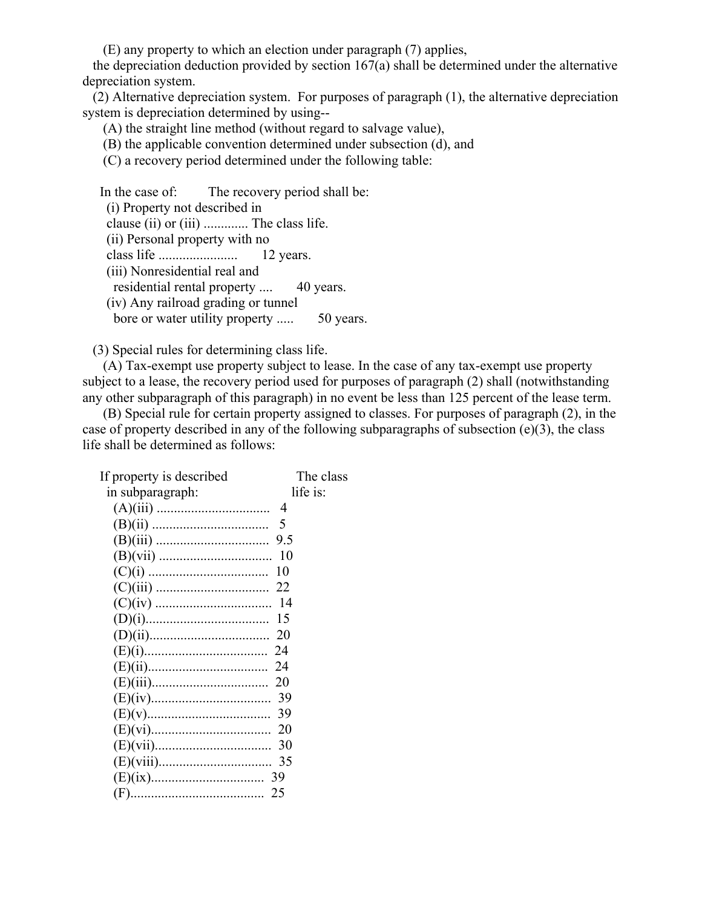(E) any property to which an election under paragraph (7) applies,

the depreciation deduction provided by section 167(a) shall be determined under the alternative depreciation system.

(2) Alternative depreciation system. For purposes of paragraph (1), the alternative depreciation system is depreciation determined by using--

(A) the straight line method (without regard to salvage value),

(B) the applicable convention determined under subsection (d), and

(C) a recovery period determined under the following table:

| In the case of: | The recovery period shall be: |
|---|---|
| (i) Property not described in clause (ii) or (iii) ............ | The class life. |
| (ii) Personal property with no class life ...................... | 12 years. |
| (iii) Nonresidential real and residential rental property .... | 40 years. |
| (iv) Any railroad grading or tunnel bore or water utility property ..... | 50 years. |

(3) Special rules for determining class life.

(A) Tax-exempt use property subject to lease. In the case of any tax-exempt use property subject to a lease, the recovery period used for purposes of paragraph (2) shall (notwithstanding any other subparagraph of this paragraph) in no event be less than 125 percent of the lease term.

(B) Special rule for certain property assigned to classes. For purposes of paragraph (2), in the case of property described in any of the following subparagraphs of subsection (e)(3), the class life shall be determined as follows:

| If property is described in subparagraph: | The class life is: |
|---|---|
| (A)(iii) ................................ | 4 |
| (B)(ii) ................................. | 5 |
| (B)(iii) ................................ | 9.5 |
| (B)(vii) ................................ | 10 |
| (C)(i) .................................. | 10 |
| (C)(iii) ................................ | 22 |
| (C)(iv) ................................. | 14 |
| (D)(i).................................. | 15 |
| (D)(ii)................................. | 20 |
| (E)(i).................................. | 24 |
| (E)(ii)................................. | 24 |
| (E)(iii)................................ | 20 |
| (E)(iv)................................. | 39 |
| (E)(v).................................. | 39 |
| (E)(vi)................................. | 20 |
| (E)(vii)................................ | 30 |
| (E)(viii)............................... | 35 |
| (E)(ix)................................ | 39 |
| (F)..................................... | 25 |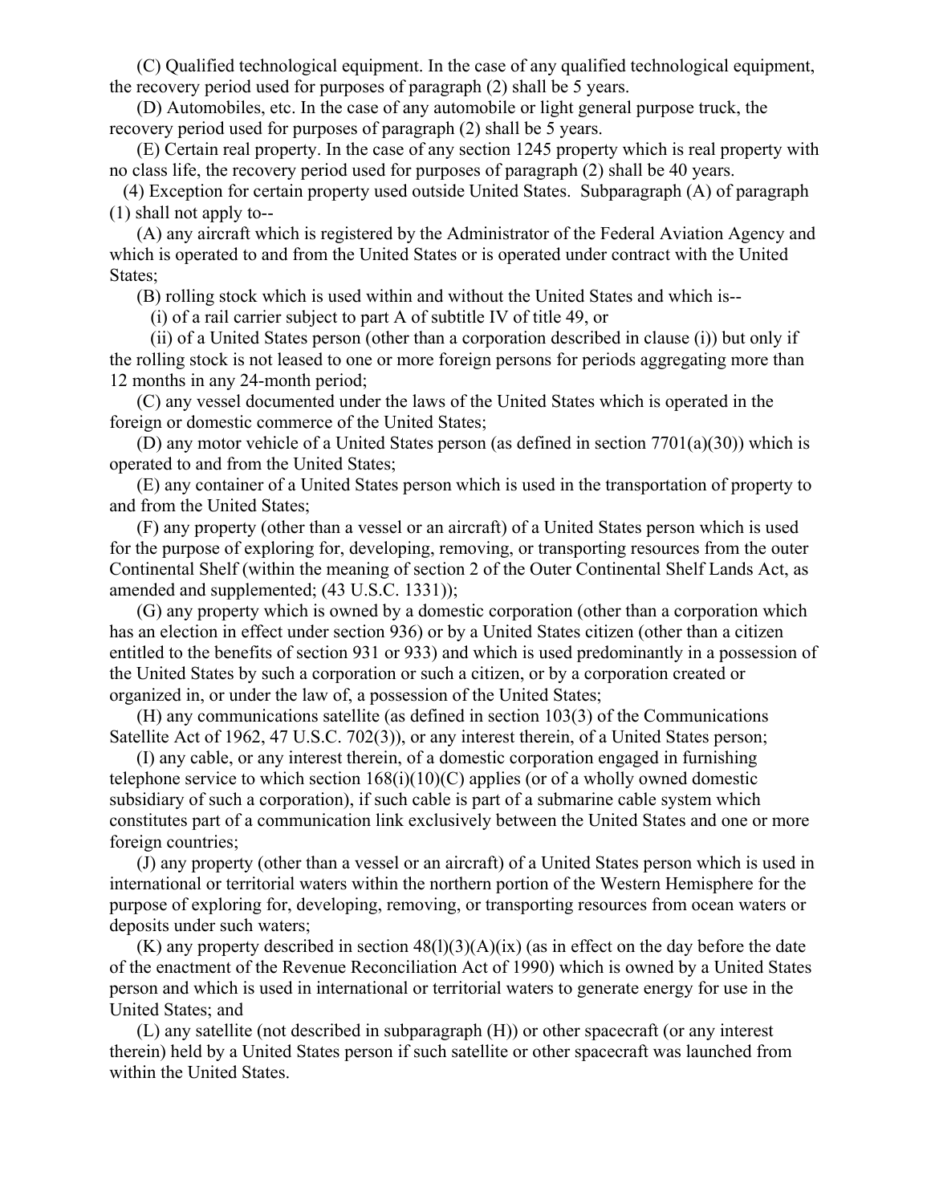(C) Qualified technological equipment. In the case of any qualified technological equipment, the recovery period used for purposes of paragraph (2) shall be 5 years.

(D) Automobiles, etc. In the case of any automobile or light general purpose truck, the recovery period used for purposes of paragraph (2) shall be 5 years.

(E) Certain real property. In the case of any section 1245 property which is real property with no class life, the recovery period used for purposes of paragraph (2) shall be 40 years.

(4) Exception for certain property used outside United States. Subparagraph (A) of paragraph (1) shall not apply to--

(A) any aircraft which is registered by the Administrator of the Federal Aviation Agency and which is operated to and from the United States or is operated under contract with the United States;

(B) rolling stock which is used within and without the United States and which is--

(i) of a rail carrier subject to part A of subtitle IV of title 49, or

(ii) of a United States person (other than a corporation described in clause (i)) but only if the rolling stock is not leased to one or more foreign persons for periods aggregating more than 12 months in any 24-month period;

(C) any vessel documented under the laws of the United States which is operated in the foreign or domestic commerce of the United States;

(D) any motor vehicle of a United States person (as defined in section 7701(a)(30)) which is operated to and from the United States;

(E) any container of a United States person which is used in the transportation of property to and from the United States;

(F) any property (other than a vessel or an aircraft) of a United States person which is used for the purpose of exploring for, developing, removing, or transporting resources from the outer Continental Shelf (within the meaning of section 2 of the Outer Continental Shelf Lands Act, as amended and supplemented; (43 U.S.C. 1331));

(G) any property which is owned by a domestic corporation (other than a corporation which has an election in effect under section 936) or by a United States citizen (other than a citizen entitled to the benefits of section 931 or 933) and which is used predominantly in a possession of the United States by such a corporation or such a citizen, or by a corporation created or organized in, or under the law of, a possession of the United States;

(H) any communications satellite (as defined in section 103(3) of the Communications Satellite Act of 1962, 47 U.S.C. 702(3)), or any interest therein, of a United States person;

(I) any cable, or any interest therein, of a domestic corporation engaged in furnishing telephone service to which section 168(i)(10)(C) applies (or of a wholly owned domestic subsidiary of such a corporation), if such cable is part of a submarine cable system which constitutes part of a communication link exclusively between the United States and one or more foreign countries;

(J) any property (other than a vessel or an aircraft) of a United States person which is used in international or territorial waters within the northern portion of the Western Hemisphere for the purpose of exploring for, developing, removing, or transporting resources from ocean waters or deposits under such waters;

(K) any property described in section 48(l)(3)(A)(ix) (as in effect on the day before the date of the enactment of the Revenue Reconciliation Act of 1990) which is owned by a United States person and which is used in international or territorial waters to generate energy for use in the United States; and

(L) any satellite (not described in subparagraph (H)) or other spacecraft (or any interest therein) held by a United States person if such satellite or other spacecraft was launched from within the United States.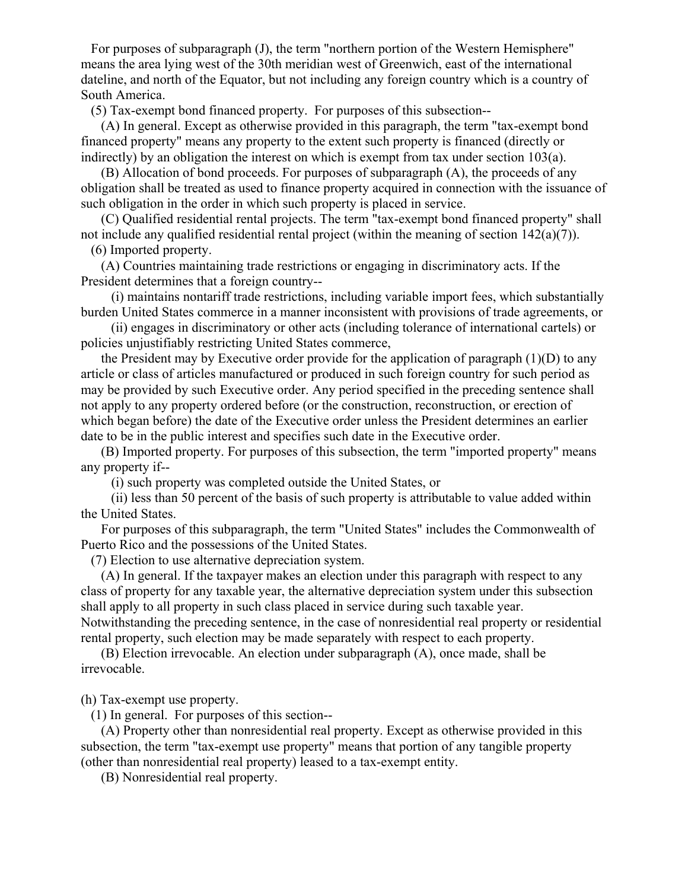For purposes of subparagraph (J), the term "northern portion of the Western Hemisphere" means the area lying west of the 30th meridian west of Greenwich, east of the international dateline, and north of the Equator, but not including any foreign country which is a country of South America.

(5) Tax-exempt bond financed property. For purposes of this subsection--

(A) In general. Except as otherwise provided in this paragraph, the term "tax-exempt bond financed property" means any property to the extent such property is financed (directly or indirectly) by an obligation the interest on which is exempt from tax under section 103(a).

(B) Allocation of bond proceeds. For purposes of subparagraph (A), the proceeds of any obligation shall be treated as used to finance property acquired in connection with the issuance of such obligation in the order in which such property is placed in service.

(C) Qualified residential rental projects. The term "tax-exempt bond financed property" shall not include any qualified residential rental project (within the meaning of section 142(a)(7)).

(6) Imported property.

(A) Countries maintaining trade restrictions or engaging in discriminatory acts. If the President determines that a foreign country--

(i) maintains nontariff trade restrictions, including variable import fees, which substantially burden United States commerce in a manner inconsistent with provisions of trade agreements, or

(ii) engages in discriminatory or other acts (including tolerance of international cartels) or policies unjustifiably restricting United States commerce,

the President may by Executive order provide for the application of paragraph (1)(D) to any article or class of articles manufactured or produced in such foreign country for such period as may be provided by such Executive order. Any period specified in the preceding sentence shall not apply to any property ordered before (or the construction, reconstruction, or erection of which began before) the date of the Executive order unless the President determines an earlier date to be in the public interest and specifies such date in the Executive order.

(B) Imported property. For purposes of this subsection, the term "imported property" means any property if--

(i) such property was completed outside the United States, or

(ii) less than 50 percent of the basis of such property is attributable to value added within the United States.

For purposes of this subparagraph, the term "United States" includes the Commonwealth of Puerto Rico and the possessions of the United States.

(7) Election to use alternative depreciation system.

(A) In general. If the taxpayer makes an election under this paragraph with respect to any class of property for any taxable year, the alternative depreciation system under this subsection shall apply to all property in such class placed in service during such taxable year. Notwithstanding the preceding sentence, in the case of nonresidential real property or residential rental property, such election may be made separately with respect to each property.

(B) Election irrevocable. An election under subparagraph (A), once made, shall be irrevocable.

(h) Tax-exempt use property.

(1) In general. For purposes of this section--

(A) Property other than nonresidential real property. Except as otherwise provided in this subsection, the term "tax-exempt use property" means that portion of any tangible property (other than nonresidential real property) leased to a tax-exempt entity.

(B) Nonresidential real property.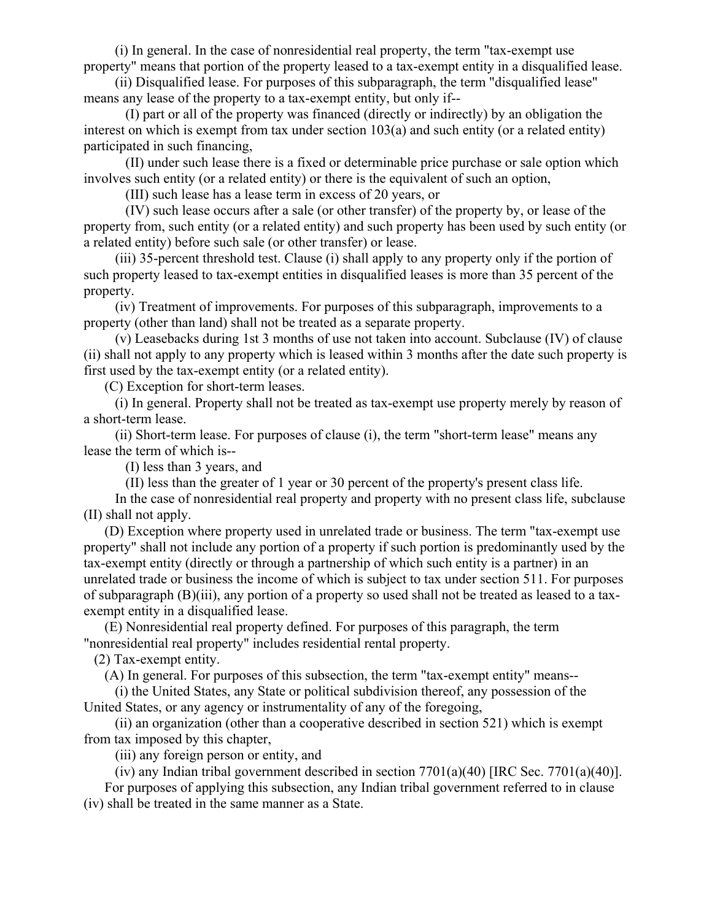(i) In general. In the case of nonresidential real property, the term "tax-exempt use property" means that portion of the property leased to a tax-exempt entity in a disqualified lease.

(ii) Disqualified lease. For purposes of this subparagraph, the term "disqualified lease" means any lease of the property to a tax-exempt entity, but only if--

(I) part or all of the property was financed (directly or indirectly) by an obligation the interest on which is exempt from tax under section 103(a) and such entity (or a related entity) participated in such financing,

(II) under such lease there is a fixed or determinable price purchase or sale option which involves such entity (or a related entity) or there is the equivalent of such an option,

(III) such lease has a lease term in excess of 20 years, or

(IV) such lease occurs after a sale (or other transfer) of the property by, or lease of the property from, such entity (or a related entity) and such property has been used by such entity (or a related entity) before such sale (or other transfer) or lease.

(iii) 35-percent threshold test. Clause (i) shall apply to any property only if the portion of such property leased to tax-exempt entities in disqualified leases is more than 35 percent of the property.

(iv) Treatment of improvements. For purposes of this subparagraph, improvements to a property (other than land) shall not be treated as a separate property.

(v) Leasebacks during 1st 3 months of use not taken into account. Subclause (IV) of clause (ii) shall not apply to any property which is leased within 3 months after the date such property is first used by the tax-exempt entity (or a related entity).

(C) Exception for short-term leases.

(i) In general. Property shall not be treated as tax-exempt use property merely by reason of a short-term lease.

(ii) Short-term lease. For purposes of clause (i), the term "short-term lease" means any lease the term of which is--

(I) less than 3 years, and

(II) less than the greater of 1 year or 30 percent of the property's present class life.

In the case of nonresidential real property and property with no present class life, subclause (II) shall not apply.

(D) Exception where property used in unrelated trade or business. The term "tax-exempt use property" shall not include any portion of a property if such portion is predominantly used by the tax-exempt entity (directly or through a partnership of which such entity is a partner) in an unrelated trade or business the income of which is subject to tax under section 511. For purposes of subparagraph (B)(iii), any portion of a property so used shall not be treated as leased to a tax-exempt entity in a disqualified lease.

(E) Nonresidential real property defined. For purposes of this paragraph, the term "nonresidential real property" includes residential rental property.

(2) Tax-exempt entity.

(A) In general. For purposes of this subsection, the term "tax-exempt entity" means--

(i) the United States, any State or political subdivision thereof, any possession of the United States, or any agency or instrumentality of any of the foregoing,

(ii) an organization (other than a cooperative described in section 521) which is exempt from tax imposed by this chapter,

(iii) any foreign person or entity, and

(iv) any Indian tribal government described in section 7701(a)(40) [IRC Sec. 7701(a)(40)].

For purposes of applying this subsection, any Indian tribal government referred to in clause (iv) shall be treated in the same manner as a State.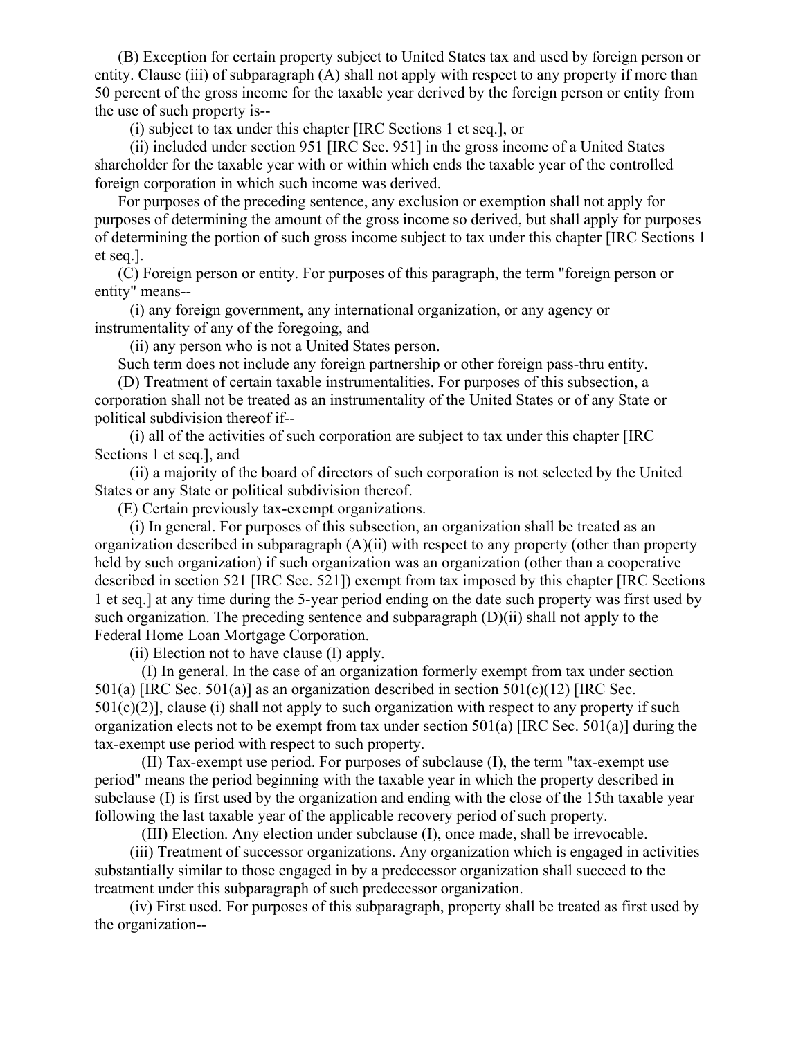(B) Exception for certain property subject to United States tax and used by foreign person or entity. Clause (iii) of subparagraph (A) shall not apply with respect to any property if more than 50 percent of the gross income for the taxable year derived by the foreign person or entity from the use of such property is--

(i) subject to tax under this chapter [IRC Sections 1 et seq.], or

(ii) included under section 951 [IRC Sec. 951] in the gross income of a United States shareholder for the taxable year with or within which ends the taxable year of the controlled foreign corporation in which such income was derived.

For purposes of the preceding sentence, any exclusion or exemption shall not apply for purposes of determining the amount of the gross income so derived, but shall apply for purposes of determining the portion of such gross income subject to tax under this chapter [IRC Sections 1 et seq.].

(C) Foreign person or entity. For purposes of this paragraph, the term "foreign person or entity" means--

(i) any foreign government, any international organization, or any agency or instrumentality of any of the foregoing, and

(ii) any person who is not a United States person.

Such term does not include any foreign partnership or other foreign pass-thru entity.

(D) Treatment of certain taxable instrumentalities. For purposes of this subsection, a corporation shall not be treated as an instrumentality of the United States or of any State or political subdivision thereof if--

(i) all of the activities of such corporation are subject to tax under this chapter [IRC Sections 1 et seq.], and

(ii) a majority of the board of directors of such corporation is not selected by the United States or any State or political subdivision thereof.

(E) Certain previously tax-exempt organizations.

(i) In general. For purposes of this subsection, an organization shall be treated as an organization described in subparagraph (A)(ii) with respect to any property (other than property held by such organization) if such organization was an organization (other than a cooperative described in section 521 [IRC Sec. 521]) exempt from tax imposed by this chapter [IRC Sections 1 et seq.] at any time during the 5-year period ending on the date such property was first used by such organization. The preceding sentence and subparagraph (D)(ii) shall not apply to the Federal Home Loan Mortgage Corporation.

(ii) Election not to have clause (I) apply.

(I) In general. In the case of an organization formerly exempt from tax under section 501(a) [IRC Sec. 501(a)] as an organization described in section 501(c)(12) [IRC Sec. 501(c)(2)], clause (i) shall not apply to such organization with respect to any property if such organization elects not to be exempt from tax under section 501(a) [IRC Sec. 501(a)] during the tax-exempt use period with respect to such property.

(II) Tax-exempt use period. For purposes of subclause (I), the term "tax-exempt use period" means the period beginning with the taxable year in which the property described in subclause (I) is first used by the organization and ending with the close of the 15th taxable year following the last taxable year of the applicable recovery period of such property.

(III) Election. Any election under subclause (I), once made, shall be irrevocable.

(iii) Treatment of successor organizations. Any organization which is engaged in activities substantially similar to those engaged in by a predecessor organization shall succeed to the treatment under this subparagraph of such predecessor organization.

(iv) First used. For purposes of this subparagraph, property shall be treated as first used by the organization--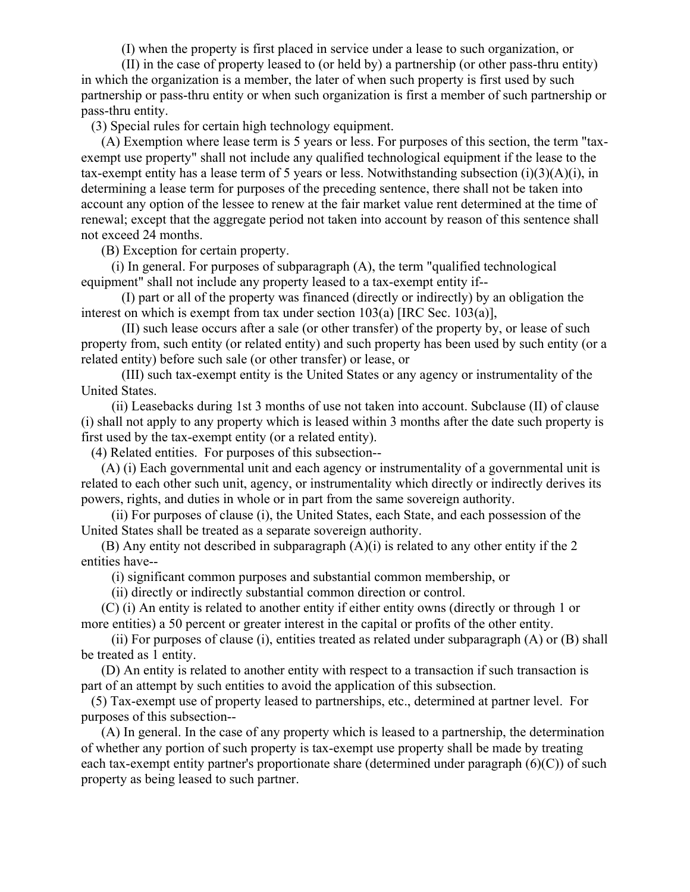(I) when the property is first placed in service under a lease to such organization, or

(II) in the case of property leased to (or held by) a partnership (or other pass-thru entity) in which the organization is a member, the later of when such property is first used by such partnership or pass-thru entity or when such organization is first a member of such partnership or pass-thru entity.

(3) Special rules for certain high technology equipment.

(A) Exemption where lease term is 5 years or less. For purposes of this section, the term "tax-exempt use property" shall not include any qualified technological equipment if the lease to the tax-exempt entity has a lease term of 5 years or less. Notwithstanding subsection (i)(3)(A)(i), in determining a lease term for purposes of the preceding sentence, there shall not be taken into account any option of the lessee to renew at the fair market value rent determined at the time of renewal; except that the aggregate period not taken into account by reason of this sentence shall not exceed 24 months.

(B) Exception for certain property.

(i) In general. For purposes of subparagraph (A), the term "qualified technological equipment" shall not include any property leased to a tax-exempt entity if--

(I) part or all of the property was financed (directly or indirectly) by an obligation the interest on which is exempt from tax under section 103(a) [IRC Sec. 103(a)],

(II) such lease occurs after a sale (or other transfer) of the property by, or lease of such property from, such entity (or related entity) and such property has been used by such entity (or a related entity) before such sale (or other transfer) or lease, or

(III) such tax-exempt entity is the United States or any agency or instrumentality of the United States.

(ii) Leasebacks during 1st 3 months of use not taken into account. Subclause (II) of clause (i) shall not apply to any property which is leased within 3 months after the date such property is first used by the tax-exempt entity (or a related entity).

(4) Related entities. For purposes of this subsection--

(A) (i) Each governmental unit and each agency or instrumentality of a governmental unit is related to each other such unit, agency, or instrumentality which directly or indirectly derives its powers, rights, and duties in whole or in part from the same sovereign authority.

(ii) For purposes of clause (i), the United States, each State, and each possession of the United States shall be treated as a separate sovereign authority.

(B) Any entity not described in subparagraph (A)(i) is related to any other entity if the 2 entities have--

(i) significant common purposes and substantial common membership, or

(ii) directly or indirectly substantial common direction or control.

(C) (i) An entity is related to another entity if either entity owns (directly or through 1 or more entities) a 50 percent or greater interest in the capital or profits of the other entity.

(ii) For purposes of clause (i), entities treated as related under subparagraph (A) or (B) shall be treated as 1 entity.

(D) An entity is related to another entity with respect to a transaction if such transaction is part of an attempt by such entities to avoid the application of this subsection.

(5) Tax-exempt use of property leased to partnerships, etc., determined at partner level. For purposes of this subsection--

(A) In general. In the case of any property which is leased to a partnership, the determination of whether any portion of such property is tax-exempt use property shall be made by treating each tax-exempt entity partner's proportionate share (determined under paragraph (6)(C)) of such property as being leased to such partner.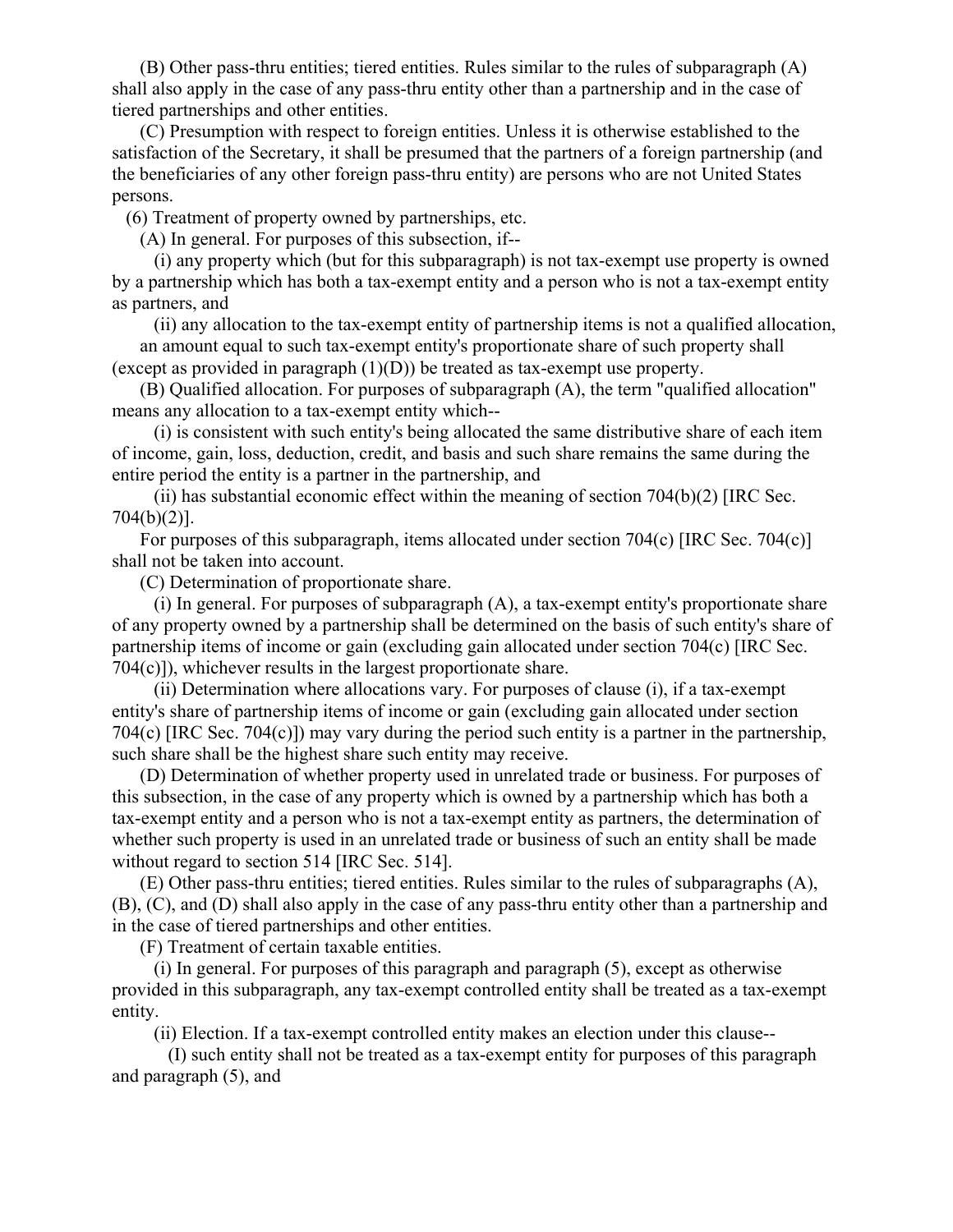(B) Other pass-thru entities; tiered entities. Rules similar to the rules of subparagraph (A) shall also apply in the case of any pass-thru entity other than a partnership and in the case of tiered partnerships and other entities.

(C) Presumption with respect to foreign entities. Unless it is otherwise established to the satisfaction of the Secretary, it shall be presumed that the partners of a foreign partnership (and the beneficiaries of any other foreign pass-thru entity) are persons who are not United States persons.

(6) Treatment of property owned by partnerships, etc.

(A) In general. For purposes of this subsection, if--

(i) any property which (but for this subparagraph) is not tax-exempt use property is owned by a partnership which has both a tax-exempt entity and a person who is not a tax-exempt entity as partners, and

(ii) any allocation to the tax-exempt entity of partnership items is not a qualified allocation,

an amount equal to such tax-exempt entity's proportionate share of such property shall (except as provided in paragraph (1)(D)) be treated as tax-exempt use property.

(B) Qualified allocation. For purposes of subparagraph (A), the term "qualified allocation" means any allocation to a tax-exempt entity which--

(i) is consistent with such entity's being allocated the same distributive share of each item of income, gain, loss, deduction, credit, and basis and such share remains the same during the entire period the entity is a partner in the partnership, and

(ii) has substantial economic effect within the meaning of section 704(b)(2) [IRC Sec. 704(b)(2)].

For purposes of this subparagraph, items allocated under section 704(c) [IRC Sec. 704(c)] shall not be taken into account.

(C) Determination of proportionate share.

(i) In general. For purposes of subparagraph (A), a tax-exempt entity's proportionate share of any property owned by a partnership shall be determined on the basis of such entity's share of partnership items of income or gain (excluding gain allocated under section 704(c) [IRC Sec. 704(c)]), whichever results in the largest proportionate share.

(ii) Determination where allocations vary. For purposes of clause (i), if a tax-exempt entity's share of partnership items of income or gain (excluding gain allocated under section 704(c) [IRC Sec. 704(c)]) may vary during the period such entity is a partner in the partnership, such share shall be the highest share such entity may receive.

(D) Determination of whether property used in unrelated trade or business. For purposes of this subsection, in the case of any property which is owned by a partnership which has both a tax-exempt entity and a person who is not a tax-exempt entity as partners, the determination of whether such property is used in an unrelated trade or business of such an entity shall be made without regard to section 514 [IRC Sec. 514].

(E) Other pass-thru entities; tiered entities. Rules similar to the rules of subparagraphs (A), (B), (C), and (D) shall also apply in the case of any pass-thru entity other than a partnership and in the case of tiered partnerships and other entities.

(F) Treatment of certain taxable entities.

(i) In general. For purposes of this paragraph and paragraph (5), except as otherwise provided in this subparagraph, any tax-exempt controlled entity shall be treated as a tax-exempt entity.

(ii) Election. If a tax-exempt controlled entity makes an election under this clause--

(I) such entity shall not be treated as a tax-exempt entity for purposes of this paragraph and paragraph (5), and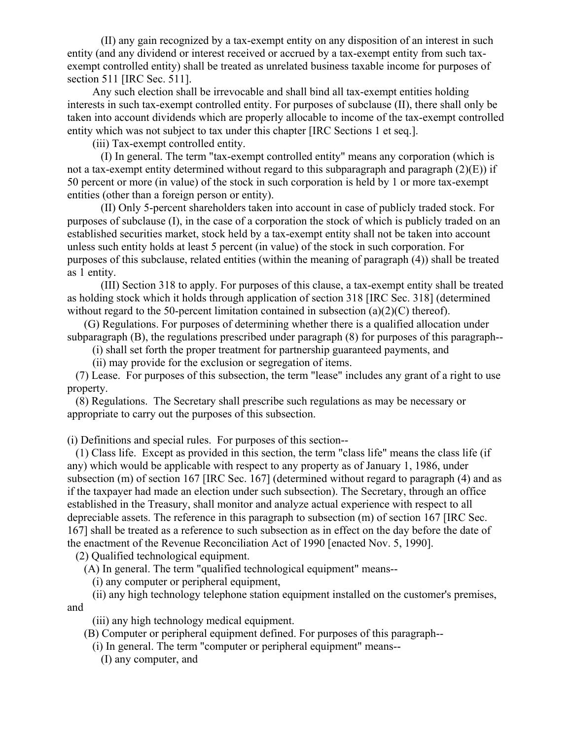(II) any gain recognized by a tax-exempt entity on any disposition of an interest in such entity (and any dividend or interest received or accrued by a tax-exempt entity from such tax-exempt controlled entity) shall be treated as unrelated business taxable income for purposes of section 511 [IRC Sec. 511].

Any such election shall be irrevocable and shall bind all tax-exempt entities holding interests in such tax-exempt controlled entity. For purposes of subclause (II), there shall only be taken into account dividends which are properly allocable to income of the tax-exempt controlled entity which was not subject to tax under this chapter [IRC Sections 1 et seq.].

(iii) Tax-exempt controlled entity.

(I) In general. The term "tax-exempt controlled entity" means any corporation (which is not a tax-exempt entity determined without regard to this subparagraph and paragraph (2)(E)) if 50 percent or more (in value) of the stock in such corporation is held by 1 or more tax-exempt entities (other than a foreign person or entity).

(II) Only 5-percent shareholders taken into account in case of publicly traded stock. For purposes of subclause (I), in the case of a corporation the stock of which is publicly traded on an established securities market, stock held by a tax-exempt entity shall not be taken into account unless such entity holds at least 5 percent (in value) of the stock in such corporation. For purposes of this subclause, related entities (within the meaning of paragraph (4)) shall be treated as 1 entity.

(III) Section 318 to apply. For purposes of this clause, a tax-exempt entity shall be treated as holding stock which it holds through application of section 318 [IRC Sec. 318] (determined without regard to the 50-percent limitation contained in subsection (a)(2)(C) thereof).

(G) Regulations. For purposes of determining whether there is a qualified allocation under subparagraph (B), the regulations prescribed under paragraph (8) for purposes of this paragraph--

(i) shall set forth the proper treatment for partnership guaranteed payments, and

(ii) may provide for the exclusion or segregation of items.

(7) Lease. For purposes of this subsection, the term "lease" includes any grant of a right to use property.

(8) Regulations. The Secretary shall prescribe such regulations as may be necessary or appropriate to carry out the purposes of this subsection.

(i) Definitions and special rules. For purposes of this section--

(1) Class life. Except as provided in this section, the term "class life" means the class life (if any) which would be applicable with respect to any property as of January 1, 1986, under subsection (m) of section 167 [IRC Sec. 167] (determined without regard to paragraph (4) and as if the taxpayer had made an election under such subsection). The Secretary, through an office established in the Treasury, shall monitor and analyze actual experience with respect to all depreciable assets. The reference in this paragraph to subsection (m) of section 167 [IRC Sec. 167] shall be treated as a reference to such subsection as in effect on the day before the date of the enactment of the Revenue Reconciliation Act of 1990 [enacted Nov. 5, 1990].

(2) Qualified technological equipment.

(A) In general. The term "qualified technological equipment" means--

(i) any computer or peripheral equipment,

(ii) any high technology telephone station equipment installed on the customer's premises, and

(iii) any high technology medical equipment.

(B) Computer or peripheral equipment defined. For purposes of this paragraph--

(i) In general. The term "computer or peripheral equipment" means--

(I) any computer, and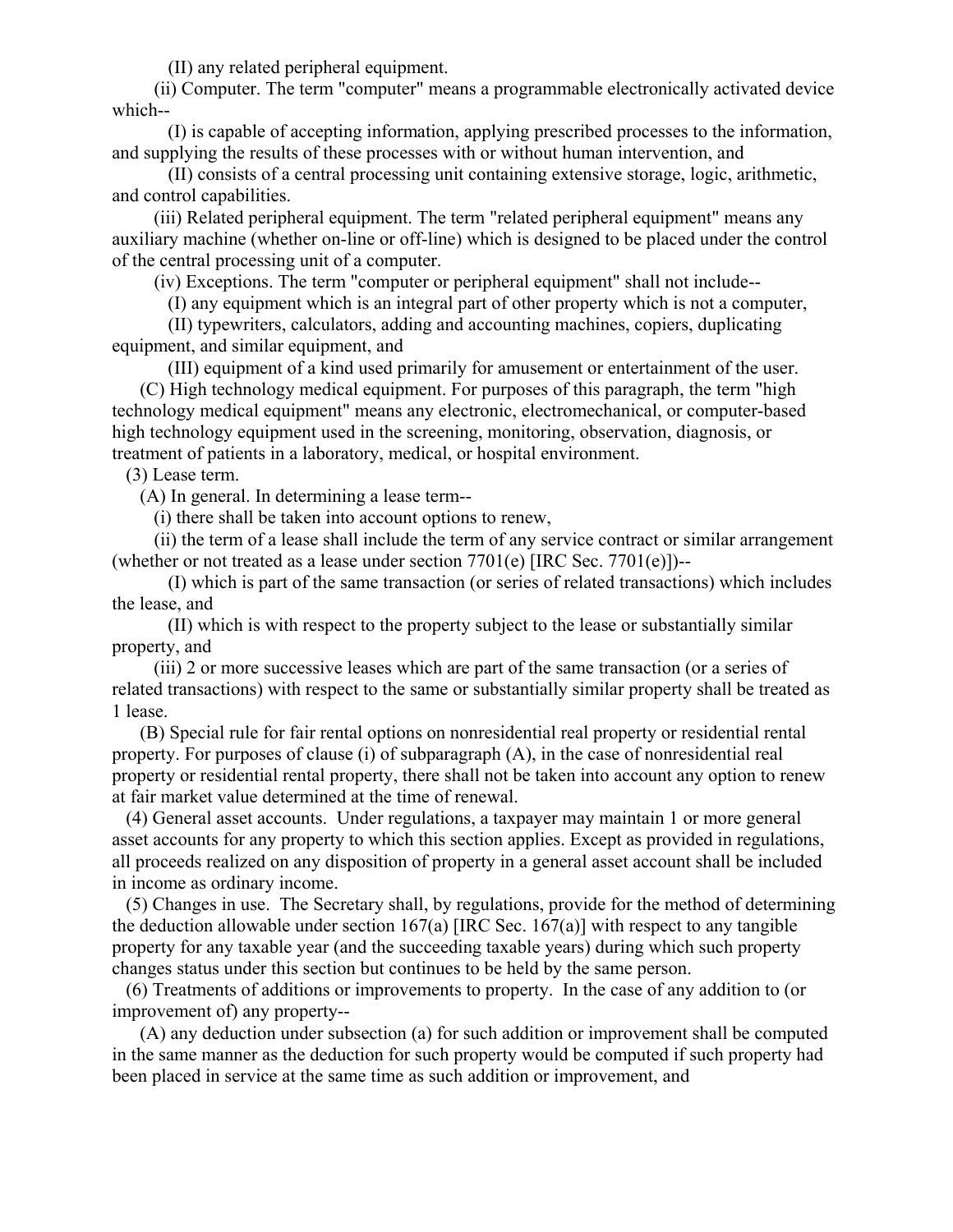(II) any related peripheral equipment.

(ii) Computer. The term "computer" means a programmable electronically activated device which--

(I) is capable of accepting information, applying prescribed processes to the information, and supplying the results of these processes with or without human intervention, and

(II) consists of a central processing unit containing extensive storage, logic, arithmetic, and control capabilities.

(iii) Related peripheral equipment. The term "related peripheral equipment" means any auxiliary machine (whether on-line or off-line) which is designed to be placed under the control of the central processing unit of a computer.

(iv) Exceptions. The term "computer or peripheral equipment" shall not include--

(I) any equipment which is an integral part of other property which is not a computer,

(II) typewriters, calculators, adding and accounting machines, copiers, duplicating equipment, and similar equipment, and

(III) equipment of a kind used primarily for amusement or entertainment of the user.

(C) High technology medical equipment. For purposes of this paragraph, the term "high technology medical equipment" means any electronic, electromechanical, or computer-based high technology equipment used in the screening, monitoring, observation, diagnosis, or treatment of patients in a laboratory, medical, or hospital environment.

(3) Lease term.

(A) In general. In determining a lease term--

(i) there shall be taken into account options to renew,

(ii) the term of a lease shall include the term of any service contract or similar arrangement (whether or not treated as a lease under section 7701(e) [IRC Sec. 7701(e)])--

(I) which is part of the same transaction (or series of related transactions) which includes the lease, and

(II) which is with respect to the property subject to the lease or substantially similar property, and

(iii) 2 or more successive leases which are part of the same transaction (or a series of related transactions) with respect to the same or substantially similar property shall be treated as 1 lease.

(B) Special rule for fair rental options on nonresidential real property or residential rental property. For purposes of clause (i) of subparagraph (A), in the case of nonresidential real property or residential rental property, there shall not be taken into account any option to renew at fair market value determined at the time of renewal.

(4) General asset accounts. Under regulations, a taxpayer may maintain 1 or more general asset accounts for any property to which this section applies. Except as provided in regulations, all proceeds realized on any disposition of property in a general asset account shall be included in income as ordinary income.

(5) Changes in use. The Secretary shall, by regulations, provide for the method of determining the deduction allowable under section 167(a) [IRC Sec. 167(a)] with respect to any tangible property for any taxable year (and the succeeding taxable years) during which such property changes status under this section but continues to be held by the same person.

(6) Treatments of additions or improvements to property. In the case of any addition to (or improvement of) any property--

(A) any deduction under subsection (a) for such addition or improvement shall be computed in the same manner as the deduction for such property would be computed if such property had been placed in service at the same time as such addition or improvement, and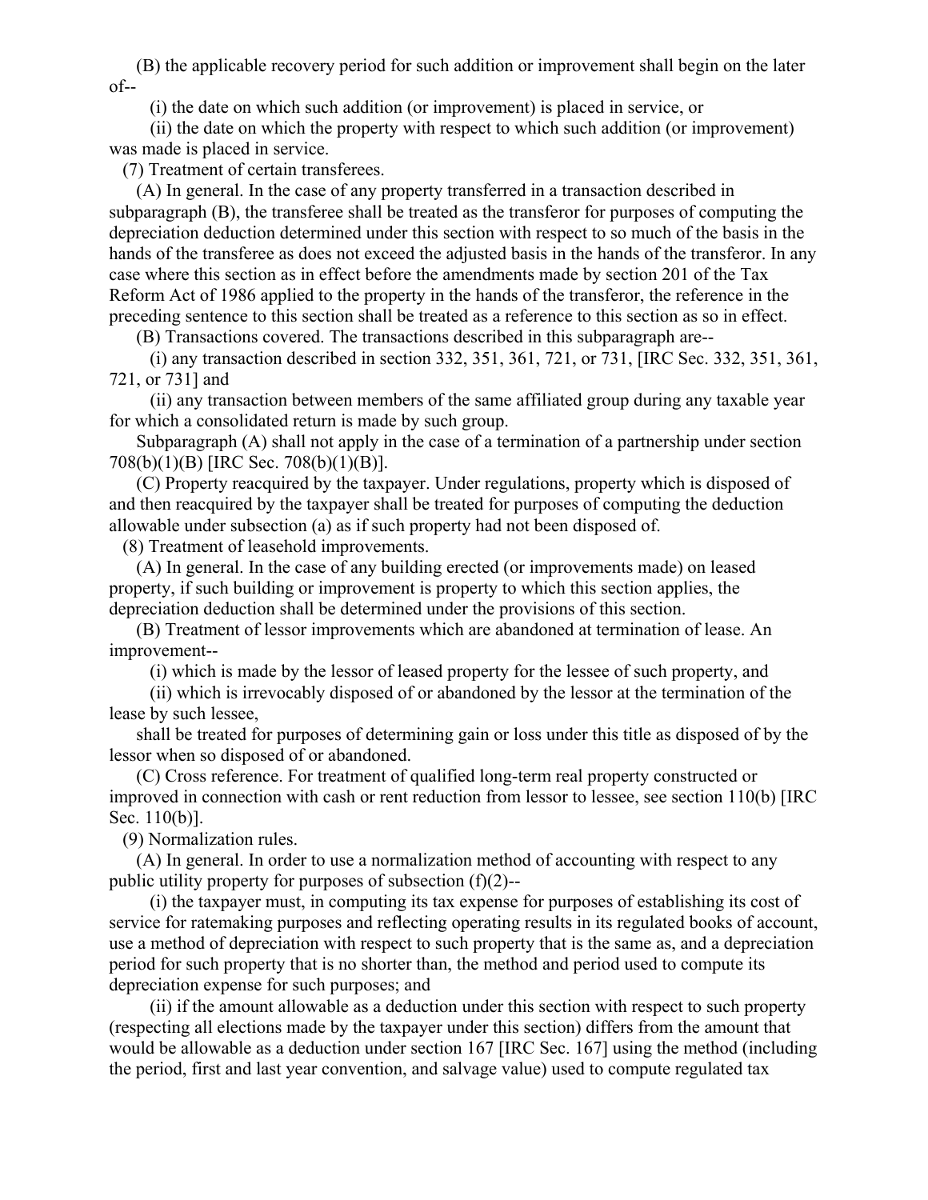(B) the applicable recovery period for such addition or improvement shall begin on the later of--

(i) the date on which such addition (or improvement) is placed in service, or

(ii) the date on which the property with respect to which such addition (or improvement) was made is placed in service.

(7) Treatment of certain transferees.

(A) In general. In the case of any property transferred in a transaction described in subparagraph (B), the transferee shall be treated as the transferor for purposes of computing the depreciation deduction determined under this section with respect to so much of the basis in the hands of the transferee as does not exceed the adjusted basis in the hands of the transferor. In any case where this section as in effect before the amendments made by section 201 of the Tax Reform Act of 1986 applied to the property in the hands of the transferor, the reference in the preceding sentence to this section shall be treated as a reference to this section as so in effect.

(B) Transactions covered. The transactions described in this subparagraph are--

(i) any transaction described in section 332, 351, 361, 721, or 731, [IRC Sec. 332, 351, 361, 721, or 731] and

(ii) any transaction between members of the same affiliated group during any taxable year for which a consolidated return is made by such group.

Subparagraph (A) shall not apply in the case of a termination of a partnership under section 708(b)(1)(B) [IRC Sec. 708(b)(1)(B)].

(C) Property reacquired by the taxpayer. Under regulations, property which is disposed of and then reacquired by the taxpayer shall be treated for purposes of computing the deduction allowable under subsection (a) as if such property had not been disposed of.

(8) Treatment of leasehold improvements.

(A) In general. In the case of any building erected (or improvements made) on leased property, if such building or improvement is property to which this section applies, the depreciation deduction shall be determined under the provisions of this section.

(B) Treatment of lessor improvements which are abandoned at termination of lease. An improvement--

(i) which is made by the lessor of leased property for the lessee of such property, and

(ii) which is irrevocably disposed of or abandoned by the lessor at the termination of the lease by such lessee,

shall be treated for purposes of determining gain or loss under this title as disposed of by the lessor when so disposed of or abandoned.

(C) Cross reference. For treatment of qualified long-term real property constructed or improved in connection with cash or rent reduction from lessor to lessee, see section 110(b) [IRC Sec. 110(b)].

(9) Normalization rules.

(A) In general. In order to use a normalization method of accounting with respect to any public utility property for purposes of subsection (f)(2)--

(i) the taxpayer must, in computing its tax expense for purposes of establishing its cost of service for ratemaking purposes and reflecting operating results in its regulated books of account, use a method of depreciation with respect to such property that is the same as, and a depreciation period for such property that is no shorter than, the method and period used to compute its depreciation expense for such purposes; and

(ii) if the amount allowable as a deduction under this section with respect to such property (respecting all elections made by the taxpayer under this section) differs from the amount that would be allowable as a deduction under section 167 [IRC Sec. 167] using the method (including the period, first and last year convention, and salvage value) used to compute regulated tax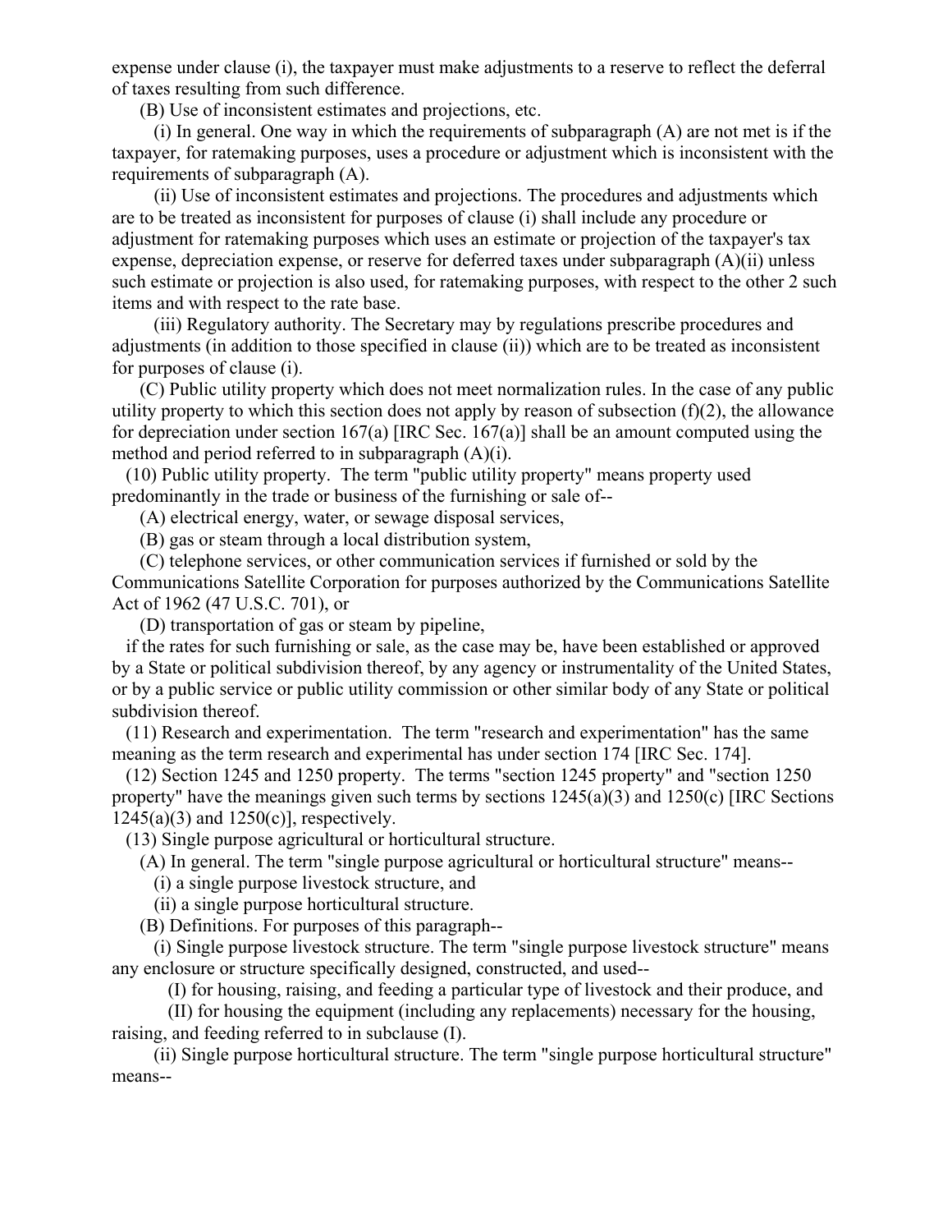expense under clause (i), the taxpayer must make adjustments to a reserve to reflect the deferral of taxes resulting from such difference.

(B) Use of inconsistent estimates and projections, etc.

(i) In general. One way in which the requirements of subparagraph (A) are not met is if the taxpayer, for ratemaking purposes, uses a procedure or adjustment which is inconsistent with the requirements of subparagraph (A).

(ii) Use of inconsistent estimates and projections. The procedures and adjustments which are to be treated as inconsistent for purposes of clause (i) shall include any procedure or adjustment for ratemaking purposes which uses an estimate or projection of the taxpayer's tax expense, depreciation expense, or reserve for deferred taxes under subparagraph (A)(ii) unless such estimate or projection is also used, for ratemaking purposes, with respect to the other 2 such items and with respect to the rate base.

(iii) Regulatory authority. The Secretary may by regulations prescribe procedures and adjustments (in addition to those specified in clause (ii)) which are to be treated as inconsistent for purposes of clause (i).

(C) Public utility property which does not meet normalization rules. In the case of any public utility property to which this section does not apply by reason of subsection (f)(2), the allowance for depreciation under section 167(a) [IRC Sec. 167(a)] shall be an amount computed using the method and period referred to in subparagraph (A)(i).

(10) Public utility property. The term "public utility property" means property used predominantly in the trade or business of the furnishing or sale of--

(A) electrical energy, water, or sewage disposal services,

(B) gas or steam through a local distribution system,

(C) telephone services, or other communication services if furnished or sold by the Communications Satellite Corporation for purposes authorized by the Communications Satellite Act of 1962 (47 U.S.C. 701), or

(D) transportation of gas or steam by pipeline,

if the rates for such furnishing or sale, as the case may be, have been established or approved by a State or political subdivision thereof, by any agency or instrumentality of the United States, or by a public service or public utility commission or other similar body of any State or political subdivision thereof.

(11) Research and experimentation. The term "research and experimentation" has the same meaning as the term research and experimental has under section 174 [IRC Sec. 174].

(12) Section 1245 and 1250 property. The terms "section 1245 property" and "section 1250 property" have the meanings given such terms by sections 1245(a)(3) and 1250(c) [IRC Sections 1245(a)(3) and 1250(c)], respectively.

(13) Single purpose agricultural or horticultural structure.

(A) In general. The term "single purpose agricultural or horticultural structure" means--

(i) a single purpose livestock structure, and

(ii) a single purpose horticultural structure.

(B) Definitions. For purposes of this paragraph--

(i) Single purpose livestock structure. The term "single purpose livestock structure" means any enclosure or structure specifically designed, constructed, and used--

(I) for housing, raising, and feeding a particular type of livestock and their produce, and

(II) for housing the equipment (including any replacements) necessary for the housing, raising, and feeding referred to in subclause (I).

(ii) Single purpose horticultural structure. The term "single purpose horticultural structure" means--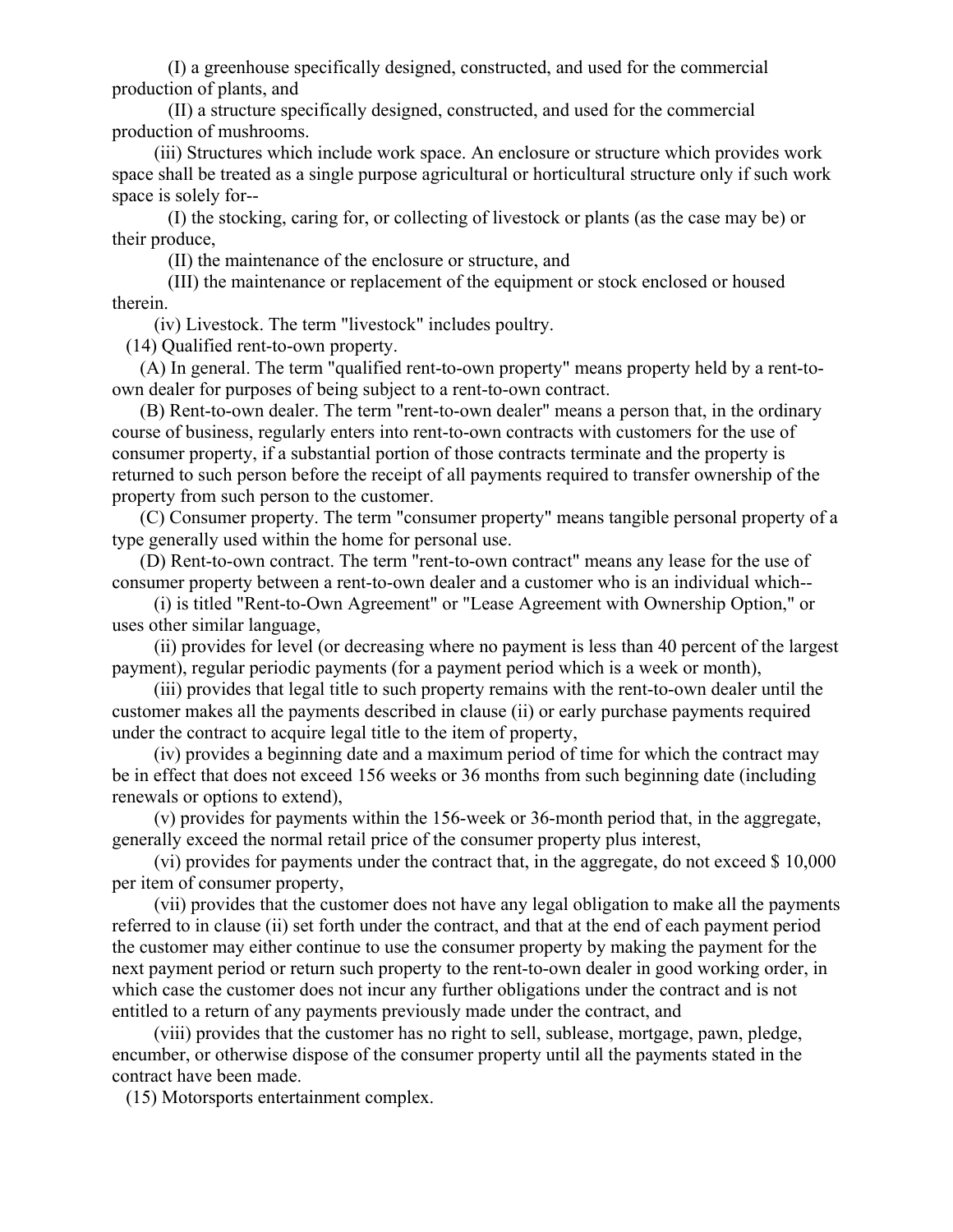(I) a greenhouse specifically designed, constructed, and used for the commercial production of plants, and

(II) a structure specifically designed, constructed, and used for the commercial production of mushrooms.

(iii) Structures which include work space. An enclosure or structure which provides work space shall be treated as a single purpose agricultural or horticultural structure only if such work space is solely for--

(I) the stocking, caring for, or collecting of livestock or plants (as the case may be) or their produce,

(II) the maintenance of the enclosure or structure, and

(III) the maintenance or replacement of the equipment or stock enclosed or housed therein.

(iv) Livestock. The term "livestock" includes poultry.

(14) Qualified rent-to-own property.

(A) In general. The term "qualified rent-to-own property" means property held by a rent-to-own dealer for purposes of being subject to a rent-to-own contract.

(B) Rent-to-own dealer. The term "rent-to-own dealer" means a person that, in the ordinary course of business, regularly enters into rent-to-own contracts with customers for the use of consumer property, if a substantial portion of those contracts terminate and the property is returned to such person before the receipt of all payments required to transfer ownership of the property from such person to the customer.

(C) Consumer property. The term "consumer property" means tangible personal property of a type generally used within the home for personal use.

(D) Rent-to-own contract. The term "rent-to-own contract" means any lease for the use of consumer property between a rent-to-own dealer and a customer who is an individual which--

(i) is titled "Rent-to-Own Agreement" or "Lease Agreement with Ownership Option," or uses other similar language,

(ii) provides for level (or decreasing where no payment is less than 40 percent of the largest payment), regular periodic payments (for a payment period which is a week or month),

(iii) provides that legal title to such property remains with the rent-to-own dealer until the customer makes all the payments described in clause (ii) or early purchase payments required under the contract to acquire legal title to the item of property,

(iv) provides a beginning date and a maximum period of time for which the contract may be in effect that does not exceed 156 weeks or 36 months from such beginning date (including renewals or options to extend),

(v) provides for payments within the 156-week or 36-month period that, in the aggregate, generally exceed the normal retail price of the consumer property plus interest,

(vi) provides for payments under the contract that, in the aggregate, do not exceed $ 10,000 per item of consumer property,

(vii) provides that the customer does not have any legal obligation to make all the payments referred to in clause (ii) set forth under the contract, and that at the end of each payment period the customer may either continue to use the consumer property by making the payment for the next payment period or return such property to the rent-to-own dealer in good working order, in which case the customer does not incur any further obligations under the contract and is not entitled to a return of any payments previously made under the contract, and

(viii) provides that the customer has no right to sell, sublease, mortgage, pawn, pledge, encumber, or otherwise dispose of the consumer property until all the payments stated in the contract have been made.

(15) Motorsports entertainment complex.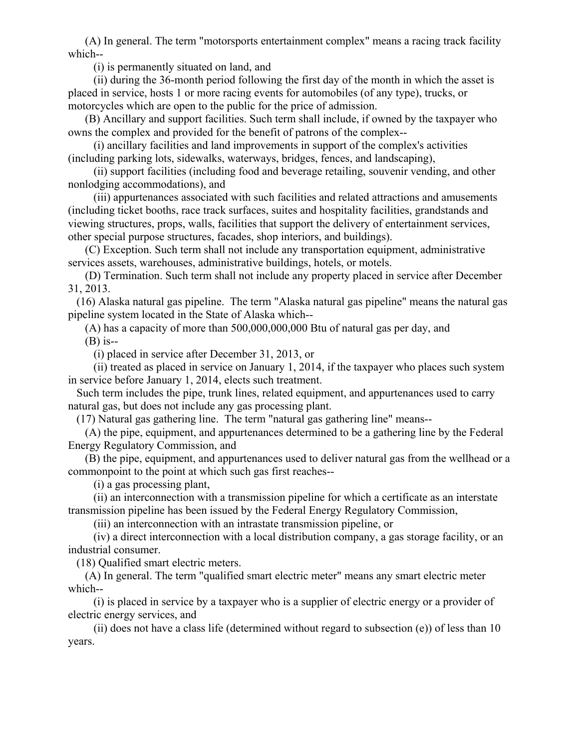(A) In general. The term "motorsports entertainment complex" means a racing track facility which--

(i) is permanently situated on land, and

(ii) during the 36-month period following the first day of the month in which the asset is placed in service, hosts 1 or more racing events for automobiles (of any type), trucks, or motorcycles which are open to the public for the price of admission.

(B) Ancillary and support facilities. Such term shall include, if owned by the taxpayer who owns the complex and provided for the benefit of patrons of the complex--

(i) ancillary facilities and land improvements in support of the complex's activities (including parking lots, sidewalks, waterways, bridges, fences, and landscaping),

(ii) support facilities (including food and beverage retailing, souvenir vending, and other nonlodging accommodations), and

(iii) appurtenances associated with such facilities and related attractions and amusements (including ticket booths, race track surfaces, suites and hospitality facilities, grandstands and viewing structures, props, walls, facilities that support the delivery of entertainment services, other special purpose structures, facades, shop interiors, and buildings).

(C) Exception. Such term shall not include any transportation equipment, administrative services assets, warehouses, administrative buildings, hotels, or motels.

(D) Termination. Such term shall not include any property placed in service after December 31, 2013.

(16) Alaska natural gas pipeline. The term "Alaska natural gas pipeline" means the natural gas pipeline system located in the State of Alaska which--

(A) has a capacity of more than 500,000,000,000 Btu of natural gas per day, and

(B) is--

(i) placed in service after December 31, 2013, or

(ii) treated as placed in service on January 1, 2014, if the taxpayer who places such system in service before January 1, 2014, elects such treatment.

Such term includes the pipe, trunk lines, related equipment, and appurtenances used to carry natural gas, but does not include any gas processing plant.

(17) Natural gas gathering line. The term "natural gas gathering line" means--

(A) the pipe, equipment, and appurtenances determined to be a gathering line by the Federal Energy Regulatory Commission, and

(B) the pipe, equipment, and appurtenances used to deliver natural gas from the wellhead or a commonpoint to the point at which such gas first reaches--

(i) a gas processing plant,

(ii) an interconnection with a transmission pipeline for which a certificate as an interstate transmission pipeline has been issued by the Federal Energy Regulatory Commission,

(iii) an interconnection with an intrastate transmission pipeline, or

(iv) a direct interconnection with a local distribution company, a gas storage facility, or an industrial consumer.

(18) Qualified smart electric meters.

(A) In general. The term "qualified smart electric meter" means any smart electric meter which--

(i) is placed in service by a taxpayer who is a supplier of electric energy or a provider of electric energy services, and

(ii) does not have a class life (determined without regard to subsection (e)) of less than 10 years.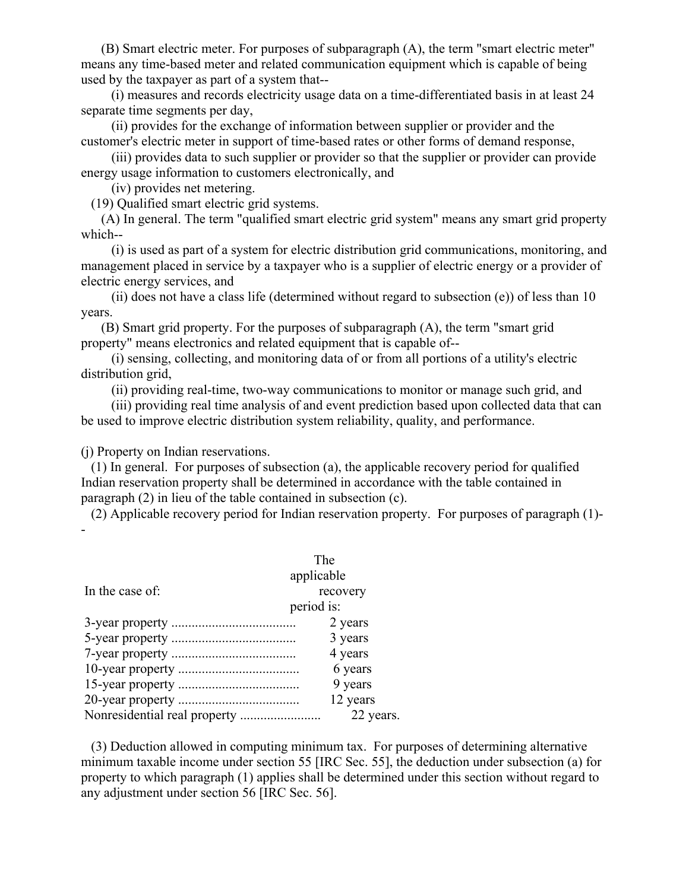(B) Smart electric meter. For purposes of subparagraph (A), the term "smart electric meter" means any time-based meter and related communication equipment which is capable of being used by the taxpayer as part of a system that--

(i) measures and records electricity usage data on a time-differentiated basis in at least 24 separate time segments per day,

(ii) provides for the exchange of information between supplier or provider and the customer's electric meter in support of time-based rates or other forms of demand response,

(iii) provides data to such supplier or provider so that the supplier or provider can provide energy usage information to customers electronically, and

(iv) provides net metering.

(19) Qualified smart electric grid systems.

(A) In general. The term "qualified smart electric grid system" means any smart grid property which--

(i) is used as part of a system for electric distribution grid communications, monitoring, and management placed in service by a taxpayer who is a supplier of electric energy or a provider of electric energy services, and

(ii) does not have a class life (determined without regard to subsection (e)) of less than 10 years.

(B) Smart grid property. For the purposes of subparagraph (A), the term "smart grid property" means electronics and related equipment that is capable of--

(i) sensing, collecting, and monitoring data of or from all portions of a utility's electric distribution grid,

(ii) providing real-time, two-way communications to monitor or manage such grid, and

(iii) providing real time analysis of and event prediction based upon collected data that can be used to improve electric distribution system reliability, quality, and performance.

(j) Property on Indian reservations.

(1) In general. For purposes of subsection (a), the applicable recovery period for qualified Indian reservation property shall be determined in accordance with the table contained in paragraph (2) in lieu of the table contained in subsection (c).

(2) Applicable recovery period for Indian reservation property. For purposes of paragraph (1)--

| In the case of: | The applicable recovery period is: |
|---|---|
| 3-year property .................................... | 2 years |
| 5-year property .................................... | 3 years |
| 7-year property .................................... | 4 years |
| 10-year property ................................... | 6 years |
| 15-year property ................................... | 9 years |
| 20-year property ................................... | 12 years |
| Nonresidential real property ....................... | 22 years. |

(3) Deduction allowed in computing minimum tax. For purposes of determining alternative minimum taxable income under section 55 [IRC Sec. 55], the deduction under subsection (a) for property to which paragraph (1) applies shall be determined under this section without regard to any adjustment under section 56 [IRC Sec. 56].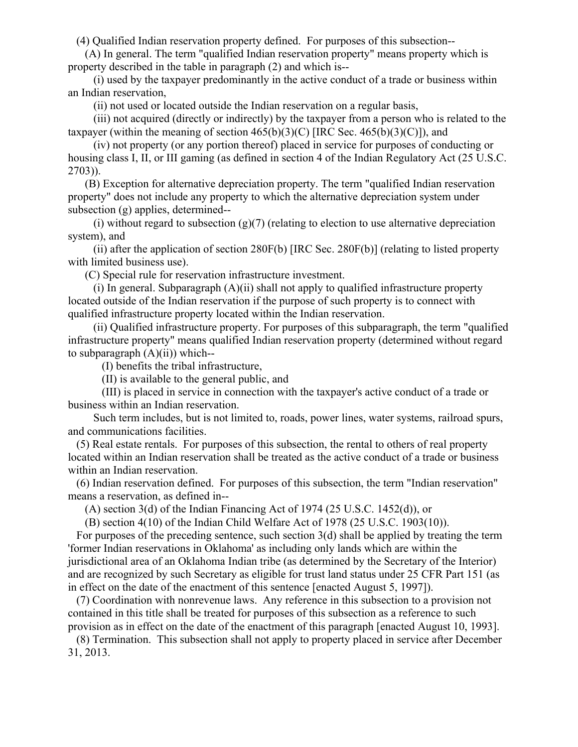(4) Qualified Indian reservation property defined. For purposes of this subsection--

(A) In general. The term "qualified Indian reservation property" means property which is property described in the table in paragraph (2) and which is--

(i) used by the taxpayer predominantly in the active conduct of a trade or business within an Indian reservation,

(ii) not used or located outside the Indian reservation on a regular basis,

(iii) not acquired (directly or indirectly) by the taxpayer from a person who is related to the taxpayer (within the meaning of section 465(b)(3)(C) [IRC Sec. 465(b)(3)(C)]), and

(iv) not property (or any portion thereof) placed in service for purposes of conducting or housing class I, II, or III gaming (as defined in section 4 of the Indian Regulatory Act (25 U.S.C. 2703)).

(B) Exception for alternative depreciation property. The term "qualified Indian reservation property" does not include any property to which the alternative depreciation system under subsection (g) applies, determined--

(i) without regard to subsection (g)(7) (relating to election to use alternative depreciation system), and

(ii) after the application of section 280F(b) [IRC Sec. 280F(b)] (relating to listed property with limited business use).

(C) Special rule for reservation infrastructure investment.

(i) In general. Subparagraph (A)(ii) shall not apply to qualified infrastructure property located outside of the Indian reservation if the purpose of such property is to connect with qualified infrastructure property located within the Indian reservation.

(ii) Qualified infrastructure property. For purposes of this subparagraph, the term "qualified infrastructure property" means qualified Indian reservation property (determined without regard to subparagraph (A)(ii)) which--

(I) benefits the tribal infrastructure,

(II) is available to the general public, and

(III) is placed in service in connection with the taxpayer's active conduct of a trade or business within an Indian reservation.

Such term includes, but is not limited to, roads, power lines, water systems, railroad spurs, and communications facilities.

(5) Real estate rentals. For purposes of this subsection, the rental to others of real property located within an Indian reservation shall be treated as the active conduct of a trade or business within an Indian reservation.

(6) Indian reservation defined. For purposes of this subsection, the term "Indian reservation" means a reservation, as defined in--

(A) section 3(d) of the Indian Financing Act of 1974 (25 U.S.C. 1452(d)), or

(B) section 4(10) of the Indian Child Welfare Act of 1978 (25 U.S.C. 1903(10)).

For purposes of the preceding sentence, such section 3(d) shall be applied by treating the term 'former Indian reservations in Oklahoma' as including only lands which are within the jurisdictional area of an Oklahoma Indian tribe (as determined by the Secretary of the Interior) and are recognized by such Secretary as eligible for trust land status under 25 CFR Part 151 (as in effect on the date of the enactment of this sentence [enacted August 5, 1997]).

(7) Coordination with nonrevenue laws. Any reference in this subsection to a provision not contained in this title shall be treated for purposes of this subsection as a reference to such provision as in effect on the date of the enactment of this paragraph [enacted August 10, 1993].

(8) Termination. This subsection shall not apply to property placed in service after December 31, 2013.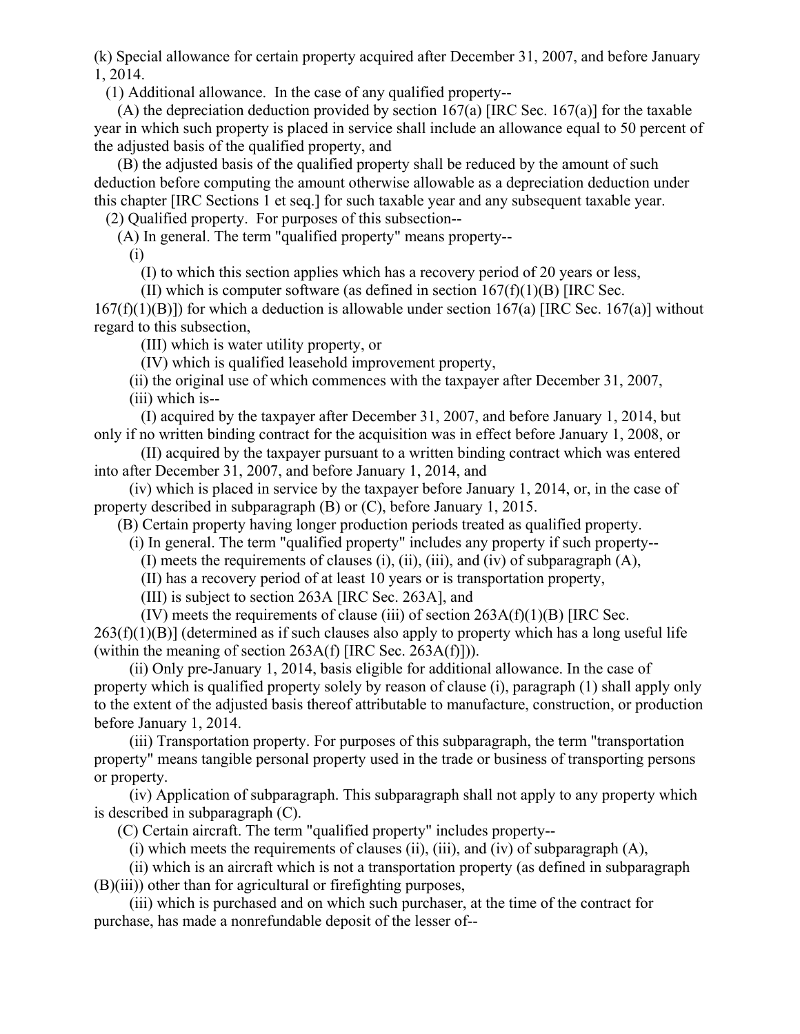(k) Special allowance for certain property acquired after December 31, 2007, and before January 1, 2014.

(1) Additional allowance. In the case of any qualified property--

(A) the depreciation deduction provided by section 167(a) [IRC Sec. 167(a)] for the taxable year in which such property is placed in service shall include an allowance equal to 50 percent of the adjusted basis of the qualified property, and

(B) the adjusted basis of the qualified property shall be reduced by the amount of such deduction before computing the amount otherwise allowable as a depreciation deduction under this chapter [IRC Sections 1 et seq.] for such taxable year and any subsequent taxable year.

(2) Qualified property. For purposes of this subsection--

(A) In general. The term "qualified property" means property--

(i)

(I) to which this section applies which has a recovery period of 20 years or less,

(II) which is computer software (as defined in section 167(f)(1)(B) [IRC Sec. 167(f)(1)(B)]) for which a deduction is allowable under section 167(a) [IRC Sec. 167(a)] without regard to this subsection,

(III) which is water utility property, or

(IV) which is qualified leasehold improvement property,

(ii) the original use of which commences with the taxpayer after December 31, 2007,

(iii) which is--

(I) acquired by the taxpayer after December 31, 2007, and before January 1, 2014, but only if no written binding contract for the acquisition was in effect before January 1, 2008, or

(II) acquired by the taxpayer pursuant to a written binding contract which was entered into after December 31, 2007, and before January 1, 2014, and

(iv) which is placed in service by the taxpayer before January 1, 2014, or, in the case of property described in subparagraph (B) or (C), before January 1, 2015.

(B) Certain property having longer production periods treated as qualified property.

(i) In general. The term "qualified property" includes any property if such property--

(I) meets the requirements of clauses (i), (ii), (iii), and (iv) of subparagraph (A),

(II) has a recovery period of at least 10 years or is transportation property,

(III) is subject to section 263A [IRC Sec. 263A], and

(IV) meets the requirements of clause (iii) of section 263A(f)(1)(B) [IRC Sec. 263(f)(1)(B)] (determined as if such clauses also apply to property which has a long useful life (within the meaning of section 263A(f) [IRC Sec. 263A(f)])).

(ii) Only pre-January 1, 2014, basis eligible for additional allowance. In the case of property which is qualified property solely by reason of clause (i), paragraph (1) shall apply only to the extent of the adjusted basis thereof attributable to manufacture, construction, or production before January 1, 2014.

(iii) Transportation property. For purposes of this subparagraph, the term "transportation property" means tangible personal property used in the trade or business of transporting persons or property.

(iv) Application of subparagraph. This subparagraph shall not apply to any property which is described in subparagraph (C).

(C) Certain aircraft. The term "qualified property" includes property--

(i) which meets the requirements of clauses (ii), (iii), and (iv) of subparagraph (A),

(ii) which is an aircraft which is not a transportation property (as defined in subparagraph (B)(iii)) other than for agricultural or firefighting purposes,

(iii) which is purchased and on which such purchaser, at the time of the contract for purchase, has made a nonrefundable deposit of the lesser of--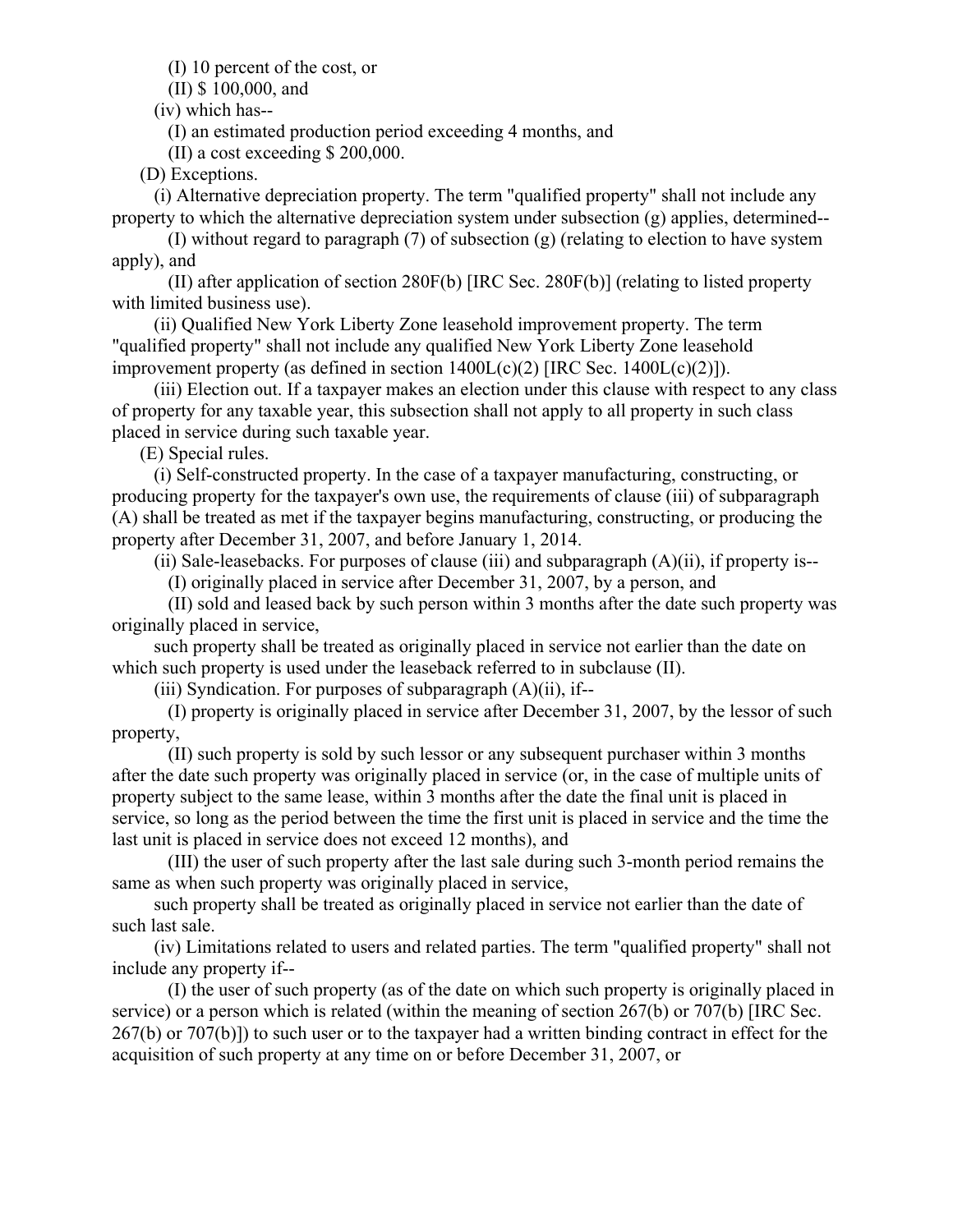(I) 10 percent of the cost, or

(II) $ 100,000, and

(iv) which has--

(I) an estimated production period exceeding 4 months, and

(II) a cost exceeding $ 200,000.

(D) Exceptions.

(i) Alternative depreciation property. The term "qualified property" shall not include any property to which the alternative depreciation system under subsection (g) applies, determined--

(I) without regard to paragraph (7) of subsection (g) (relating to election to have system apply), and

(II) after application of section 280F(b) [IRC Sec. 280F(b)] (relating to listed property with limited business use).

(ii) Qualified New York Liberty Zone leasehold improvement property. The term "qualified property" shall not include any qualified New York Liberty Zone leasehold improvement property (as defined in section 1400L(c)(2) [IRC Sec. 1400L(c)(2)]).

(iii) Election out. If a taxpayer makes an election under this clause with respect to any class of property for any taxable year, this subsection shall not apply to all property in such class placed in service during such taxable year.

(E) Special rules.

(i) Self-constructed property. In the case of a taxpayer manufacturing, constructing, or producing property for the taxpayer's own use, the requirements of clause (iii) of subparagraph (A) shall be treated as met if the taxpayer begins manufacturing, constructing, or producing the property after December 31, 2007, and before January 1, 2014.

(ii) Sale-leasebacks. For purposes of clause (iii) and subparagraph (A)(ii), if property is--

(I) originally placed in service after December 31, 2007, by a person, and

(II) sold and leased back by such person within 3 months after the date such property was originally placed in service,

such property shall be treated as originally placed in service not earlier than the date on which such property is used under the leaseback referred to in subclause (II).

(iii) Syndication. For purposes of subparagraph (A)(ii), if--

(I) property is originally placed in service after December 31, 2007, by the lessor of such property,

(II) such property is sold by such lessor or any subsequent purchaser within 3 months after the date such property was originally placed in service (or, in the case of multiple units of property subject to the same lease, within 3 months after the date the final unit is placed in service, so long as the period between the time the first unit is placed in service and the time the last unit is placed in service does not exceed 12 months), and

(III) the user of such property after the last sale during such 3-month period remains the same as when such property was originally placed in service,

such property shall be treated as originally placed in service not earlier than the date of such last sale.

(iv) Limitations related to users and related parties. The term "qualified property" shall not include any property if--

(I) the user of such property (as of the date on which such property is originally placed in service) or a person which is related (within the meaning of section 267(b) or 707(b) [IRC Sec. 267(b) or 707(b)]) to such user or to the taxpayer had a written binding contract in effect for the acquisition of such property at any time on or before December 31, 2007, or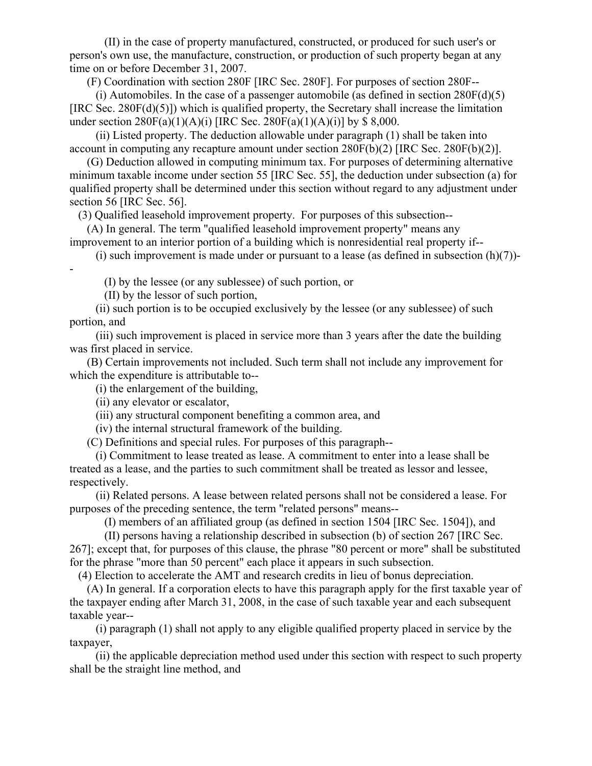(II) in the case of property manufactured, constructed, or produced for such user's or person's own use, the manufacture, construction, or production of such property began at any time on or before December 31, 2007.

(F) Coordination with section 280F [IRC Sec. 280F]. For purposes of section 280F--

(i) Automobiles. In the case of a passenger automobile (as defined in section 280F(d)(5) [IRC Sec. 280F(d)(5)]) which is qualified property, the Secretary shall increase the limitation under section 280F(a)(1)(A)(i) [IRC Sec. 280F(a)(1)(A)(i)] by $ 8,000.

(ii) Listed property. The deduction allowable under paragraph (1) shall be taken into account in computing any recapture amount under section 280F(b)(2) [IRC Sec. 280F(b)(2)].

(G) Deduction allowed in computing minimum tax. For purposes of determining alternative minimum taxable income under section 55 [IRC Sec. 55], the deduction under subsection (a) for qualified property shall be determined under this section without regard to any adjustment under section 56 [IRC Sec. 56].

(3) Qualified leasehold improvement property. For purposes of this subsection--

(A) In general. The term "qualified leasehold improvement property" means any improvement to an interior portion of a building which is nonresidential real property if--

(i) such improvement is made under or pursuant to a lease (as defined in subsection (h)(7))--

(I) by the lessee (or any sublessee) of such portion, or

(II) by the lessor of such portion,

(ii) such portion is to be occupied exclusively by the lessee (or any sublessee) of such portion, and

(iii) such improvement is placed in service more than 3 years after the date the building was first placed in service.

(B) Certain improvements not included. Such term shall not include any improvement for which the expenditure is attributable to--

(i) the enlargement of the building,

(ii) any elevator or escalator,

(iii) any structural component benefiting a common area, and

(iv) the internal structural framework of the building.

(C) Definitions and special rules. For purposes of this paragraph--

(i) Commitment to lease treated as lease. A commitment to enter into a lease shall be treated as a lease, and the parties to such commitment shall be treated as lessor and lessee, respectively.

(ii) Related persons. A lease between related persons shall not be considered a lease. For purposes of the preceding sentence, the term "related persons" means--

(I) members of an affiliated group (as defined in section 1504 [IRC Sec. 1504]), and

(II) persons having a relationship described in subsection (b) of section 267 [IRC Sec. 267]; except that, for purposes of this clause, the phrase "80 percent or more" shall be substituted for the phrase "more than 50 percent" each place it appears in such subsection.

(4) Election to accelerate the AMT and research credits in lieu of bonus depreciation.

(A) In general. If a corporation elects to have this paragraph apply for the first taxable year of the taxpayer ending after March 31, 2008, in the case of such taxable year and each subsequent taxable year--

(i) paragraph (1) shall not apply to any eligible qualified property placed in service by the taxpayer,

(ii) the applicable depreciation method used under this section with respect to such property shall be the straight line method, and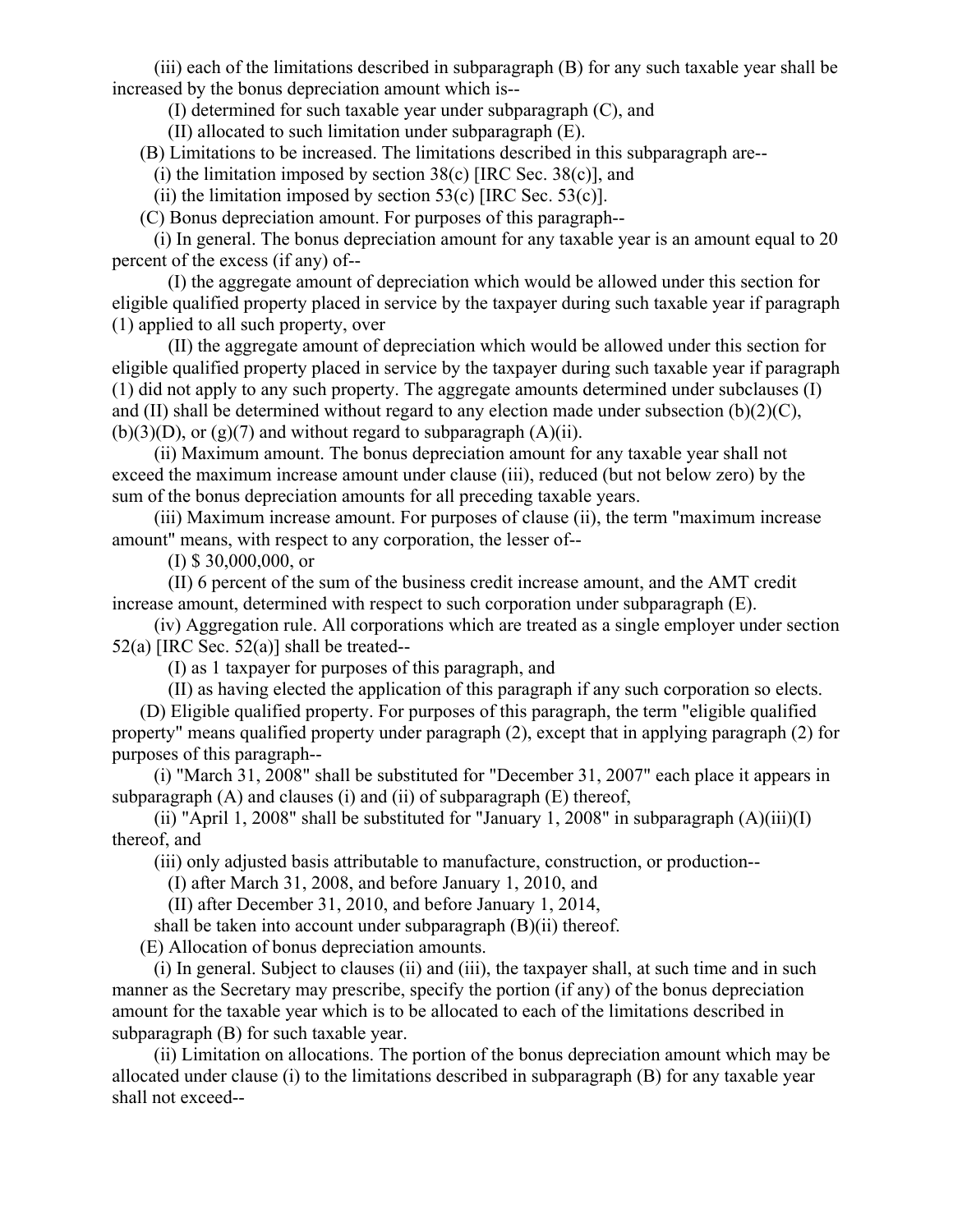(iii) each of the limitations described in subparagraph (B) for any such taxable year shall be increased by the bonus depreciation amount which is--

(I) determined for such taxable year under subparagraph (C), and

(II) allocated to such limitation under subparagraph (E).

(B) Limitations to be increased. The limitations described in this subparagraph are--

(i) the limitation imposed by section 38(c) [IRC Sec. 38(c)], and

(ii) the limitation imposed by section 53(c) [IRC Sec. 53(c)].

(C) Bonus depreciation amount. For purposes of this paragraph--

(i) In general. The bonus depreciation amount for any taxable year is an amount equal to 20 percent of the excess (if any) of--

(I) the aggregate amount of depreciation which would be allowed under this section for eligible qualified property placed in service by the taxpayer during such taxable year if paragraph (1) applied to all such property, over

(II) the aggregate amount of depreciation which would be allowed under this section for eligible qualified property placed in service by the taxpayer during such taxable year if paragraph (1) did not apply to any such property. The aggregate amounts determined under subclauses (I) and (II) shall be determined without regard to any election made under subsection (b)(2)(C), (b)(3)(D), or (g)(7) and without regard to subparagraph (A)(ii).

(ii) Maximum amount. The bonus depreciation amount for any taxable year shall not exceed the maximum increase amount under clause (iii), reduced (but not below zero) by the sum of the bonus depreciation amounts for all preceding taxable years.

(iii) Maximum increase amount. For purposes of clause (ii), the term "maximum increase amount" means, with respect to any corporation, the lesser of--

(I) $ 30,000,000, or

(II) 6 percent of the sum of the business credit increase amount, and the AMT credit increase amount, determined with respect to such corporation under subparagraph (E).

(iv) Aggregation rule. All corporations which are treated as a single employer under section 52(a) [IRC Sec. 52(a)] shall be treated--

(I) as 1 taxpayer for purposes of this paragraph, and

(II) as having elected the application of this paragraph if any such corporation so elects.

(D) Eligible qualified property. For purposes of this paragraph, the term "eligible qualified property" means qualified property under paragraph (2), except that in applying paragraph (2) for purposes of this paragraph--

(i) "March 31, 2008" shall be substituted for "December 31, 2007" each place it appears in subparagraph (A) and clauses (i) and (ii) of subparagraph (E) thereof,

(ii) "April 1, 2008" shall be substituted for "January 1, 2008" in subparagraph (A)(iii)(I) thereof, and

(iii) only adjusted basis attributable to manufacture, construction, or production--

(I) after March 31, 2008, and before January 1, 2010, and

(II) after December 31, 2010, and before January 1, 2014,

shall be taken into account under subparagraph (B)(ii) thereof.

(E) Allocation of bonus depreciation amounts.

(i) In general. Subject to clauses (ii) and (iii), the taxpayer shall, at such time and in such manner as the Secretary may prescribe, specify the portion (if any) of the bonus depreciation amount for the taxable year which is to be allocated to each of the limitations described in subparagraph (B) for such taxable year.

(ii) Limitation on allocations. The portion of the bonus depreciation amount which may be allocated under clause (i) to the limitations described in subparagraph (B) for any taxable year shall not exceed--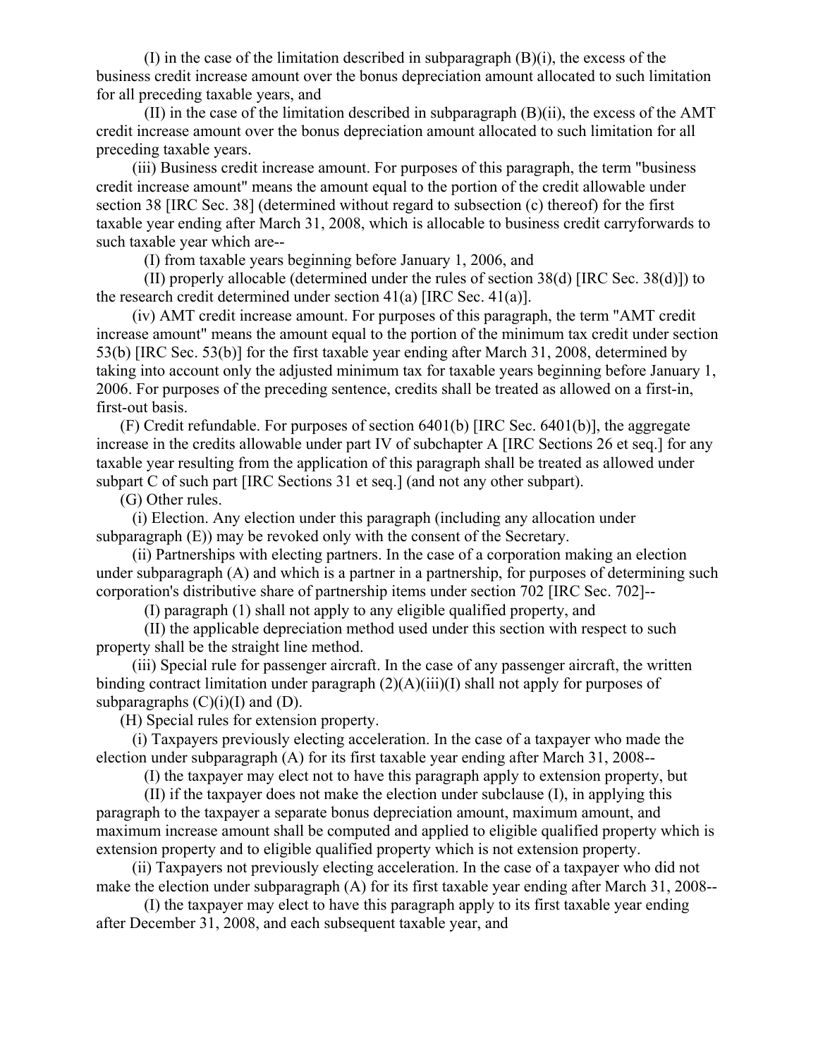(I) in the case of the limitation described in subparagraph (B)(i), the excess of the business credit increase amount over the bonus depreciation amount allocated to such limitation for all preceding taxable years, and

(II) in the case of the limitation described in subparagraph (B)(ii), the excess of the AMT credit increase amount over the bonus depreciation amount allocated to such limitation for all preceding taxable years.

(iii) Business credit increase amount. For purposes of this paragraph, the term "business credit increase amount" means the amount equal to the portion of the credit allowable under section 38 [IRC Sec. 38] (determined without regard to subsection (c) thereof) for the first taxable year ending after March 31, 2008, which is allocable to business credit carryforwards to such taxable year which are--

(I) from taxable years beginning before January 1, 2006, and

(II) properly allocable (determined under the rules of section 38(d) [IRC Sec. 38(d)]) to the research credit determined under section 41(a) [IRC Sec. 41(a)].

(iv) AMT credit increase amount. For purposes of this paragraph, the term "AMT credit increase amount" means the amount equal to the portion of the minimum tax credit under section 53(b) [IRC Sec. 53(b)] for the first taxable year ending after March 31, 2008, determined by taking into account only the adjusted minimum tax for taxable years beginning before January 1, 2006. For purposes of the preceding sentence, credits shall be treated as allowed on a first-in, first-out basis.

(F) Credit refundable. For purposes of section 6401(b) [IRC Sec. 6401(b)], the aggregate increase in the credits allowable under part IV of subchapter A [IRC Sections 26 et seq.] for any taxable year resulting from the application of this paragraph shall be treated as allowed under subpart C of such part [IRC Sections 31 et seq.] (and not any other subpart).

(G) Other rules.

(i) Election. Any election under this paragraph (including any allocation under subparagraph (E)) may be revoked only with the consent of the Secretary.

(ii) Partnerships with electing partners. In the case of a corporation making an election under subparagraph (A) and which is a partner in a partnership, for purposes of determining such corporation's distributive share of partnership items under section 702 [IRC Sec. 702]--

(I) paragraph (1) shall not apply to any eligible qualified property, and

(II) the applicable depreciation method used under this section with respect to such property shall be the straight line method.

(iii) Special rule for passenger aircraft. In the case of any passenger aircraft, the written binding contract limitation under paragraph (2)(A)(iii)(I) shall not apply for purposes of subparagraphs (C)(i)(I) and (D).

(H) Special rules for extension property.

(i) Taxpayers previously electing acceleration. In the case of a taxpayer who made the election under subparagraph (A) for its first taxable year ending after March 31, 2008--

(I) the taxpayer may elect not to have this paragraph apply to extension property, but

(II) if the taxpayer does not make the election under subclause (I), in applying this paragraph to the taxpayer a separate bonus depreciation amount, maximum amount, and maximum increase amount shall be computed and applied to eligible qualified property which is extension property and to eligible qualified property which is not extension property.

(ii) Taxpayers not previously electing acceleration. In the case of a taxpayer who did not make the election under subparagraph (A) for its first taxable year ending after March 31, 2008--

(I) the taxpayer may elect to have this paragraph apply to its first taxable year ending after December 31, 2008, and each subsequent taxable year, and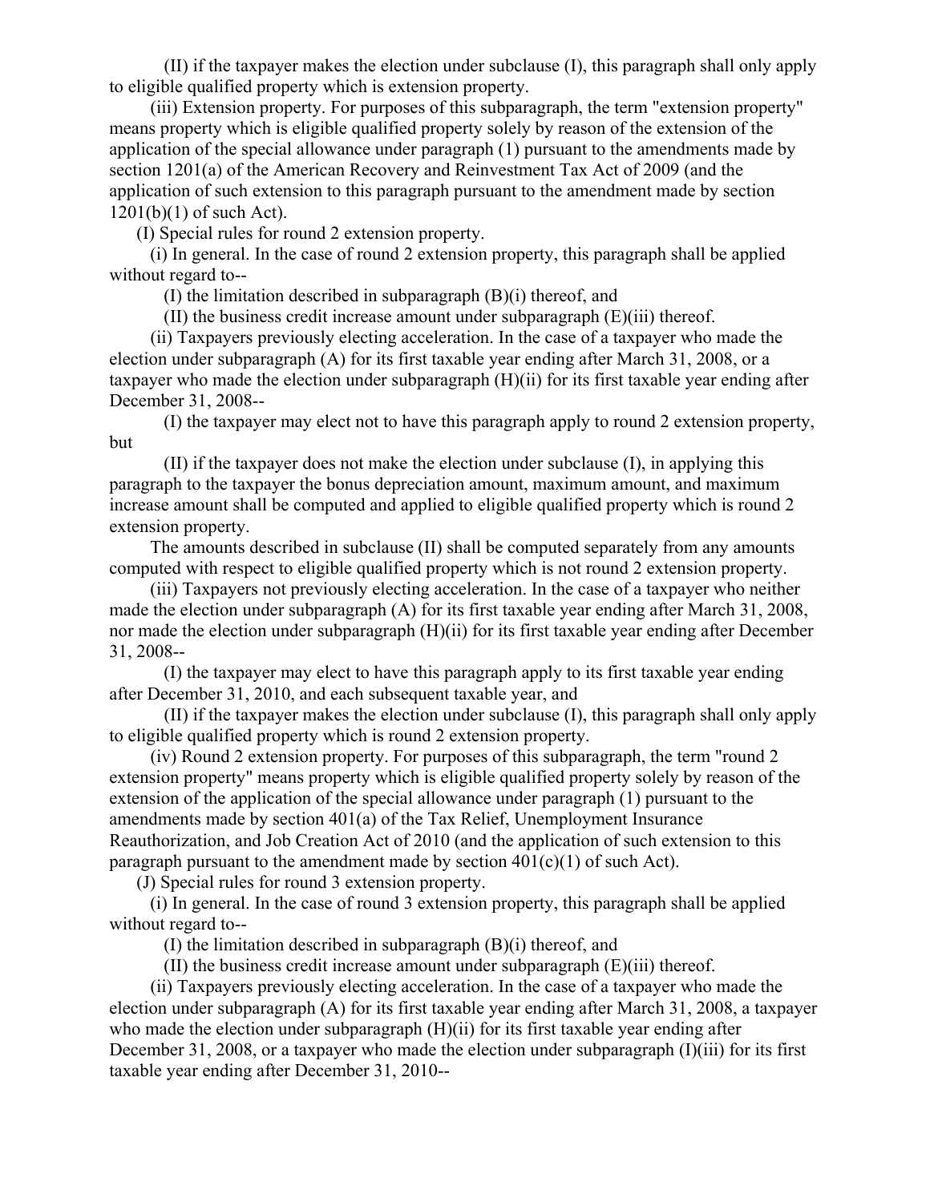(II) if the taxpayer makes the election under subclause (I), this paragraph shall only apply to eligible qualified property which is extension property.

(iii) Extension property. For purposes of this subparagraph, the term "extension property" means property which is eligible qualified property solely by reason of the extension of the application of the special allowance under paragraph (1) pursuant to the amendments made by section 1201(a) of the American Recovery and Reinvestment Tax Act of 2009 (and the application of such extension to this paragraph pursuant to the amendment made by section 1201(b)(1) of such Act).

(I) Special rules for round 2 extension property.

(i) In general. In the case of round 2 extension property, this paragraph shall be applied without regard to--

(I) the limitation described in subparagraph (B)(i) thereof, and

(II) the business credit increase amount under subparagraph (E)(iii) thereof.

(ii) Taxpayers previously electing acceleration. In the case of a taxpayer who made the election under subparagraph (A) for its first taxable year ending after March 31, 2008, or a taxpayer who made the election under subparagraph (H)(ii) for its first taxable year ending after December 31, 2008--

(I) the taxpayer may elect not to have this paragraph apply to round 2 extension property, but

(II) if the taxpayer does not make the election under subclause (I), in applying this paragraph to the taxpayer the bonus depreciation amount, maximum amount, and maximum increase amount shall be computed and applied to eligible qualified property which is round 2 extension property.

The amounts described in subclause (II) shall be computed separately from any amounts computed with respect to eligible qualified property which is not round 2 extension property.

(iii) Taxpayers not previously electing acceleration. In the case of a taxpayer who neither made the election under subparagraph (A) for its first taxable year ending after March 31, 2008, nor made the election under subparagraph (H)(ii) for its first taxable year ending after December 31, 2008--

(I) the taxpayer may elect to have this paragraph apply to its first taxable year ending after December 31, 2010, and each subsequent taxable year, and

(II) if the taxpayer makes the election under subclause (I), this paragraph shall only apply to eligible qualified property which is round 2 extension property.

(iv) Round 2 extension property. For purposes of this subparagraph, the term "round 2 extension property" means property which is eligible qualified property solely by reason of the extension of the application of the special allowance under paragraph (1) pursuant to the amendments made by section 401(a) of the Tax Relief, Unemployment Insurance Reauthorization, and Job Creation Act of 2010 (and the application of such extension to this paragraph pursuant to the amendment made by section 401(c)(1) of such Act).

(J) Special rules for round 3 extension property.

(i) In general. In the case of round 3 extension property, this paragraph shall be applied without regard to--

(I) the limitation described in subparagraph (B)(i) thereof, and

(II) the business credit increase amount under subparagraph (E)(iii) thereof.

(ii) Taxpayers previously electing acceleration. In the case of a taxpayer who made the election under subparagraph (A) for its first taxable year ending after March 31, 2008, a taxpayer who made the election under subparagraph (H)(ii) for its first taxable year ending after December 31, 2008, or a taxpayer who made the election under subparagraph (I)(iii) for its first taxable year ending after December 31, 2010--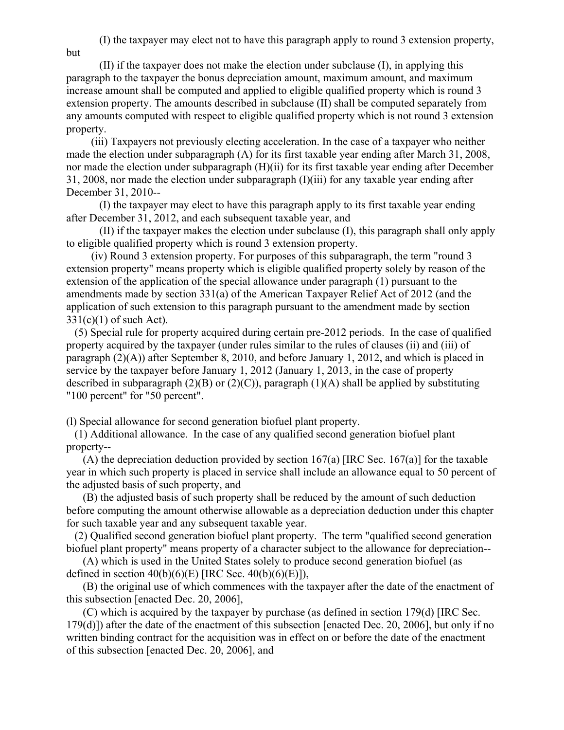(I) the taxpayer may elect not to have this paragraph apply to round 3 extension property, but

(II) if the taxpayer does not make the election under subclause (I), in applying this paragraph to the taxpayer the bonus depreciation amount, maximum amount, and maximum increase amount shall be computed and applied to eligible qualified property which is round 3 extension property. The amounts described in subclause (II) shall be computed separately from any amounts computed with respect to eligible qualified property which is not round 3 extension property.

(iii) Taxpayers not previously electing acceleration. In the case of a taxpayer who neither made the election under subparagraph (A) for its first taxable year ending after March 31, 2008, nor made the election under subparagraph (H)(ii) for its first taxable year ending after December 31, 2008, nor made the election under subparagraph (I)(iii) for any taxable year ending after December 31, 2010--

(I) the taxpayer may elect to have this paragraph apply to its first taxable year ending after December 31, 2012, and each subsequent taxable year, and

(II) if the taxpayer makes the election under subclause (I), this paragraph shall only apply to eligible qualified property which is round 3 extension property.

(iv) Round 3 extension property. For purposes of this subparagraph, the term "round 3 extension property" means property which is eligible qualified property solely by reason of the extension of the application of the special allowance under paragraph (1) pursuant to the amendments made by section 331(a) of the American Taxpayer Relief Act of 2012 (and the application of such extension to this paragraph pursuant to the amendment made by section 331(c)(1) of such Act).

(5) Special rule for property acquired during certain pre-2012 periods. In the case of qualified property acquired by the taxpayer (under rules similar to the rules of clauses (ii) and (iii) of paragraph (2)(A)) after September 8, 2010, and before January 1, 2012, and which is placed in service by the taxpayer before January 1, 2012 (January 1, 2013, in the case of property described in subparagraph (2)(B) or (2)(C)), paragraph (1)(A) shall be applied by substituting "100 percent" for "50 percent".

(l) Special allowance for second generation biofuel plant property.

(1) Additional allowance. In the case of any qualified second generation biofuel plant property--

(A) the depreciation deduction provided by section 167(a) [IRC Sec. 167(a)] for the taxable year in which such property is placed in service shall include an allowance equal to 50 percent of the adjusted basis of such property, and

(B) the adjusted basis of such property shall be reduced by the amount of such deduction before computing the amount otherwise allowable as a depreciation deduction under this chapter for such taxable year and any subsequent taxable year.

(2) Qualified second generation biofuel plant property. The term "qualified second generation biofuel plant property" means property of a character subject to the allowance for depreciation--

(A) which is used in the United States solely to produce second generation biofuel (as defined in section 40(b)(6)(E) [IRC Sec. 40(b)(6)(E)]),

(B) the original use of which commences with the taxpayer after the date of the enactment of this subsection [enacted Dec. 20, 2006],

(C) which is acquired by the taxpayer by purchase (as defined in section 179(d) [IRC Sec. 179(d)]) after the date of the enactment of this subsection [enacted Dec. 20, 2006], but only if no written binding contract for the acquisition was in effect on or before the date of the enactment of this subsection [enacted Dec. 20, 2006], and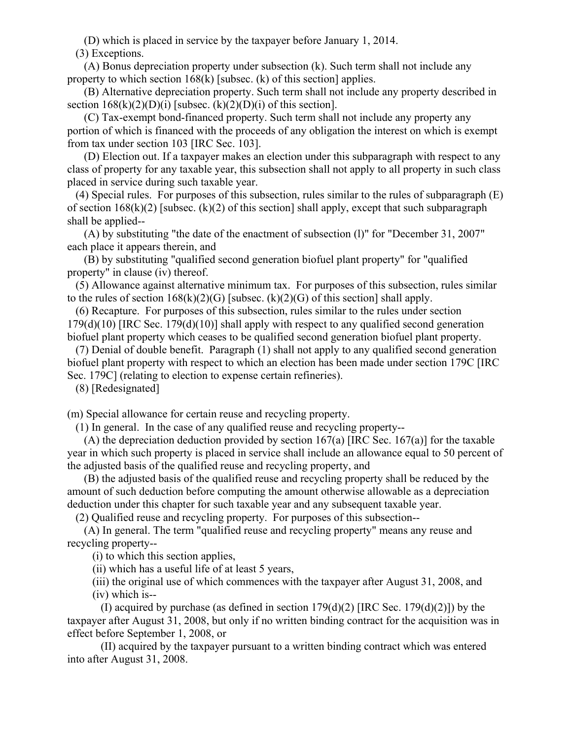(D) which is placed in service by the taxpayer before January 1, 2014.

(3) Exceptions.

(A) Bonus depreciation property under subsection (k). Such term shall not include any property to which section 168(k) [subsec. (k) of this section] applies.

(B) Alternative depreciation property. Such term shall not include any property described in section 168(k)(2)(D)(i) [subsec. (k)(2)(D)(i) of this section].

(C) Tax-exempt bond-financed property. Such term shall not include any property any portion of which is financed with the proceeds of any obligation the interest on which is exempt from tax under section 103 [IRC Sec. 103].

(D) Election out. If a taxpayer makes an election under this subparagraph with respect to any class of property for any taxable year, this subsection shall not apply to all property in such class placed in service during such taxable year.

(4) Special rules. For purposes of this subsection, rules similar to the rules of subparagraph (E) of section 168(k)(2) [subsec. (k)(2) of this section] shall apply, except that such subparagraph shall be applied--

(A) by substituting "the date of the enactment of subsection (l)" for "December 31, 2007" each place it appears therein, and

(B) by substituting "qualified second generation biofuel plant property" for "qualified property" in clause (iv) thereof.

(5) Allowance against alternative minimum tax. For purposes of this subsection, rules similar to the rules of section 168(k)(2)(G) [subsec. (k)(2)(G) of this section] shall apply.

(6) Recapture. For purposes of this subsection, rules similar to the rules under section 179(d)(10) [IRC Sec. 179(d)(10)] shall apply with respect to any qualified second generation biofuel plant property which ceases to be qualified second generation biofuel plant property.

(7) Denial of double benefit. Paragraph (1) shall not apply to any qualified second generation biofuel plant property with respect to which an election has been made under section 179C [IRC Sec. 179C] (relating to election to expense certain refineries).

(8) [Redesignated]

(m) Special allowance for certain reuse and recycling property.

(1) In general. In the case of any qualified reuse and recycling property--

(A) the depreciation deduction provided by section 167(a) [IRC Sec. 167(a)] for the taxable year in which such property is placed in service shall include an allowance equal to 50 percent of the adjusted basis of the qualified reuse and recycling property, and

(B) the adjusted basis of the qualified reuse and recycling property shall be reduced by the amount of such deduction before computing the amount otherwise allowable as a depreciation deduction under this chapter for such taxable year and any subsequent taxable year.

(2) Qualified reuse and recycling property. For purposes of this subsection--

(A) In general. The term "qualified reuse and recycling property" means any reuse and recycling property--

(i) to which this section applies,

(ii) which has a useful life of at least 5 years,

(iii) the original use of which commences with the taxpayer after August 31, 2008, and

(iv) which is--

(I) acquired by purchase (as defined in section 179(d)(2) [IRC Sec. 179(d)(2)]) by the taxpayer after August 31, 2008, but only if no written binding contract for the acquisition was in effect before September 1, 2008, or

(II) acquired by the taxpayer pursuant to a written binding contract which was entered into after August 31, 2008.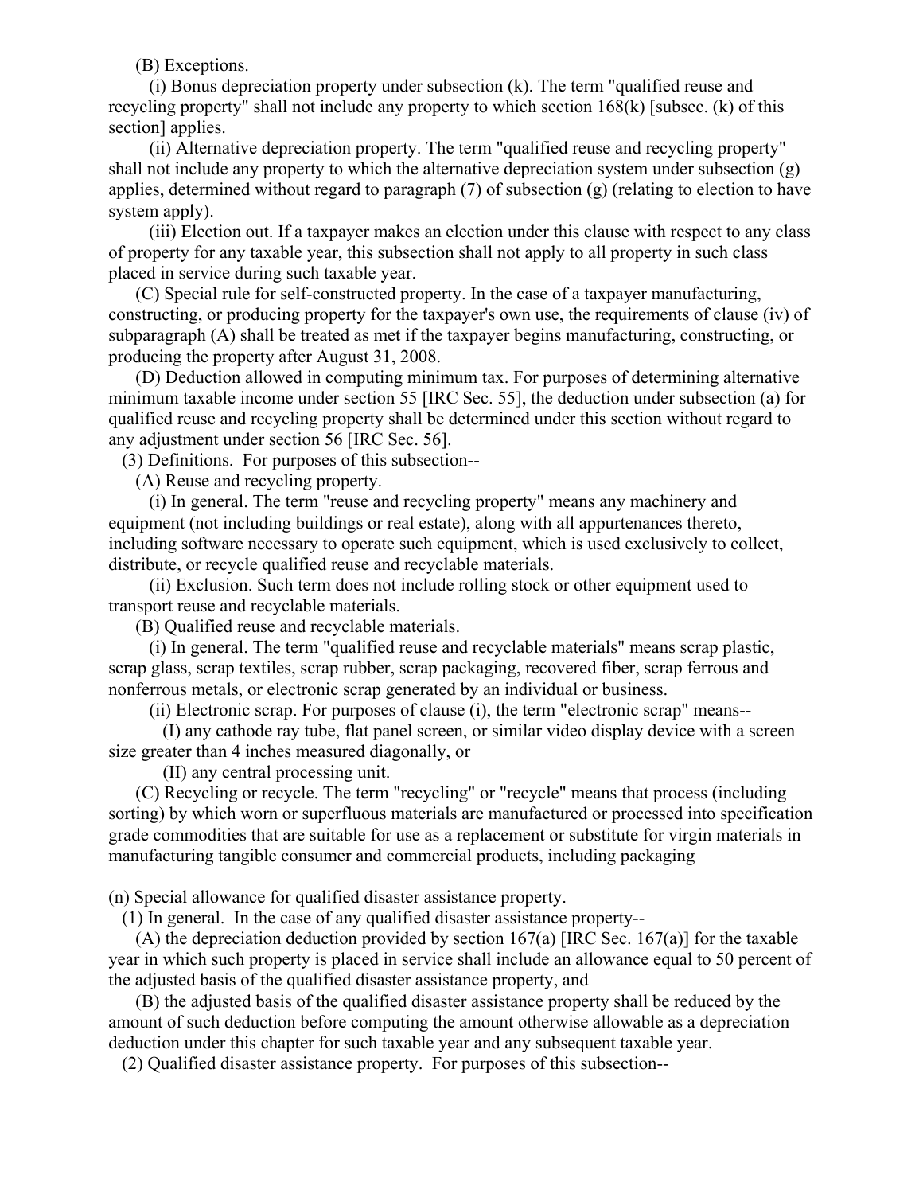(B) Exceptions.

(i) Bonus depreciation property under subsection (k). The term "qualified reuse and recycling property" shall not include any property to which section 168(k) [subsec. (k) of this section] applies.

(ii) Alternative depreciation property. The term "qualified reuse and recycling property" shall not include any property to which the alternative depreciation system under subsection (g) applies, determined without regard to paragraph (7) of subsection (g) (relating to election to have system apply).

(iii) Election out. If a taxpayer makes an election under this clause with respect to any class of property for any taxable year, this subsection shall not apply to all property in such class placed in service during such taxable year.

(C) Special rule for self-constructed property. In the case of a taxpayer manufacturing, constructing, or producing property for the taxpayer's own use, the requirements of clause (iv) of subparagraph (A) shall be treated as met if the taxpayer begins manufacturing, constructing, or producing the property after August 31, 2008.

(D) Deduction allowed in computing minimum tax. For purposes of determining alternative minimum taxable income under section 55 [IRC Sec. 55], the deduction under subsection (a) for qualified reuse and recycling property shall be determined under this section without regard to any adjustment under section 56 [IRC Sec. 56].

(3) Definitions. For purposes of this subsection--

(A) Reuse and recycling property.

(i) In general. The term "reuse and recycling property" means any machinery and equipment (not including buildings or real estate), along with all appurtenances thereto, including software necessary to operate such equipment, which is used exclusively to collect, distribute, or recycle qualified reuse and recyclable materials.

(ii) Exclusion. Such term does not include rolling stock or other equipment used to transport reuse and recyclable materials.

(B) Qualified reuse and recyclable materials.

(i) In general. The term "qualified reuse and recyclable materials" means scrap plastic, scrap glass, scrap textiles, scrap rubber, scrap packaging, recovered fiber, scrap ferrous and nonferrous metals, or electronic scrap generated by an individual or business.

(ii) Electronic scrap. For purposes of clause (i), the term "electronic scrap" means--

(I) any cathode ray tube, flat panel screen, or similar video display device with a screen size greater than 4 inches measured diagonally, or

(II) any central processing unit.

(C) Recycling or recycle. The term "recycling" or "recycle" means that process (including sorting) by which worn or superfluous materials are manufactured or processed into specification grade commodities that are suitable for use as a replacement or substitute for virgin materials in manufacturing tangible consumer and commercial products, including packaging

(n) Special allowance for qualified disaster assistance property.

(1) In general. In the case of any qualified disaster assistance property--

(A) the depreciation deduction provided by section 167(a) [IRC Sec. 167(a)] for the taxable year in which such property is placed in service shall include an allowance equal to 50 percent of the adjusted basis of the qualified disaster assistance property, and

(B) the adjusted basis of the qualified disaster assistance property shall be reduced by the amount of such deduction before computing the amount otherwise allowable as a depreciation deduction under this chapter for such taxable year and any subsequent taxable year.

(2) Qualified disaster assistance property. For purposes of this subsection--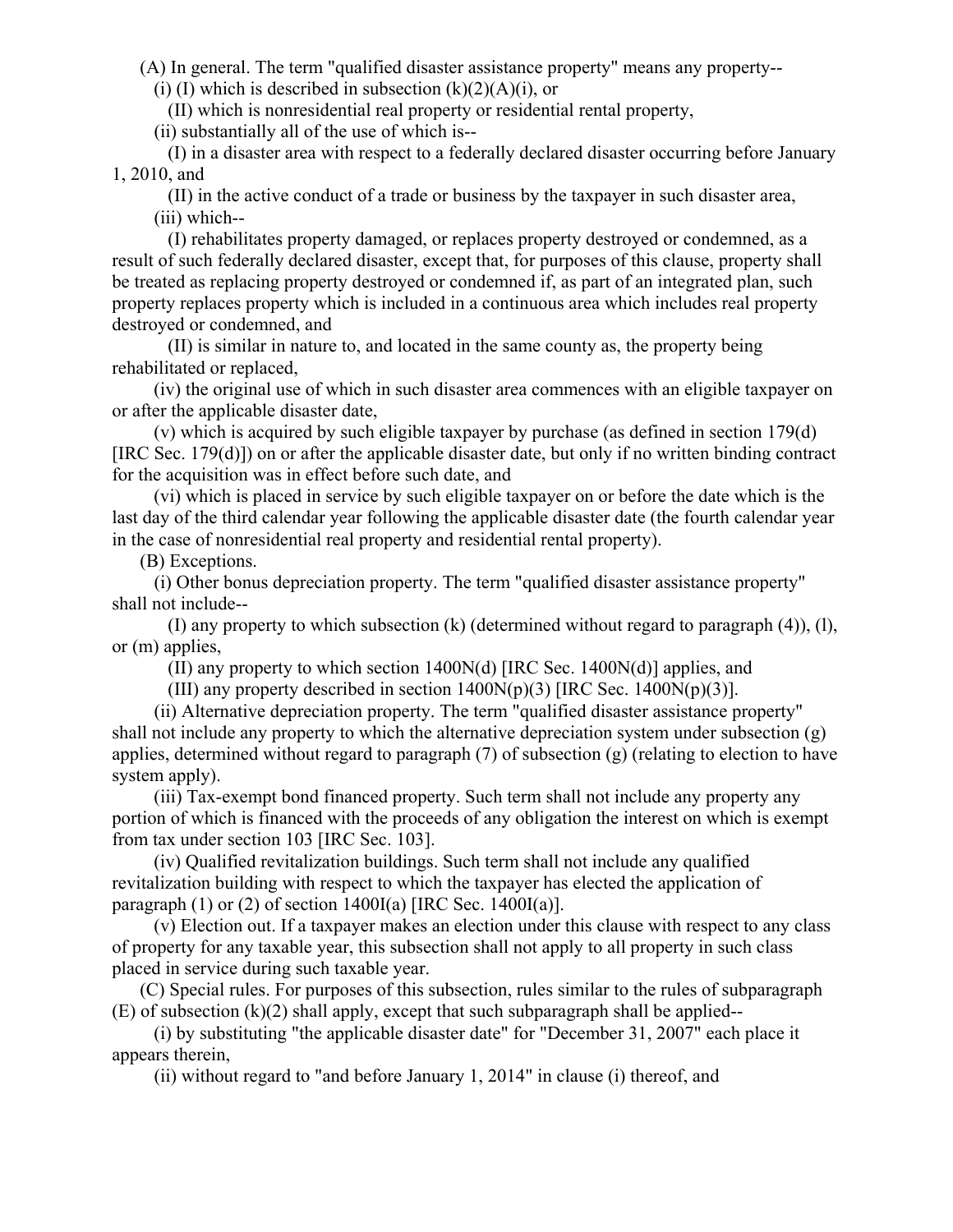(A) In general. The term "qualified disaster assistance property" means any property--

(i) (I) which is described in subsection (k)(2)(A)(i), or

(II) which is nonresidential real property or residential rental property,

(ii) substantially all of the use of which is--

(I) in a disaster area with respect to a federally declared disaster occurring before January 1, 2010, and

(II) in the active conduct of a trade or business by the taxpayer in such disaster area,

(iii) which--

(I) rehabilitates property damaged, or replaces property destroyed or condemned, as a result of such federally declared disaster, except that, for purposes of this clause, property shall be treated as replacing property destroyed or condemned if, as part of an integrated plan, such property replaces property which is included in a continuous area which includes real property destroyed or condemned, and

(II) is similar in nature to, and located in the same county as, the property being rehabilitated or replaced,

(iv) the original use of which in such disaster area commences with an eligible taxpayer on or after the applicable disaster date,

(v) which is acquired by such eligible taxpayer by purchase (as defined in section 179(d) [IRC Sec. 179(d)]) on or after the applicable disaster date, but only if no written binding contract for the acquisition was in effect before such date, and

(vi) which is placed in service by such eligible taxpayer on or before the date which is the last day of the third calendar year following the applicable disaster date (the fourth calendar year in the case of nonresidential real property and residential rental property).

(B) Exceptions.

(i) Other bonus depreciation property. The term "qualified disaster assistance property" shall not include--

(I) any property to which subsection (k) (determined without regard to paragraph (4)), (l), or (m) applies,

(II) any property to which section 1400N(d) [IRC Sec. 1400N(d)] applies, and

(III) any property described in section 1400N(p)(3) [IRC Sec. 1400N(p)(3)].

(ii) Alternative depreciation property. The term "qualified disaster assistance property" shall not include any property to which the alternative depreciation system under subsection (g) applies, determined without regard to paragraph (7) of subsection (g) (relating to election to have system apply).

(iii) Tax-exempt bond financed property. Such term shall not include any property any portion of which is financed with the proceeds of any obligation the interest on which is exempt from tax under section 103 [IRC Sec. 103].

(iv) Qualified revitalization buildings. Such term shall not include any qualified revitalization building with respect to which the taxpayer has elected the application of paragraph (1) or (2) of section 1400I(a) [IRC Sec. 1400I(a)].

(v) Election out. If a taxpayer makes an election under this clause with respect to any class of property for any taxable year, this subsection shall not apply to all property in such class placed in service during such taxable year.

(C) Special rules. For purposes of this subsection, rules similar to the rules of subparagraph (E) of subsection (k)(2) shall apply, except that such subparagraph shall be applied--

(i) by substituting "the applicable disaster date" for "December 31, 2007" each place it appears therein,

(ii) without regard to "and before January 1, 2014" in clause (i) thereof, and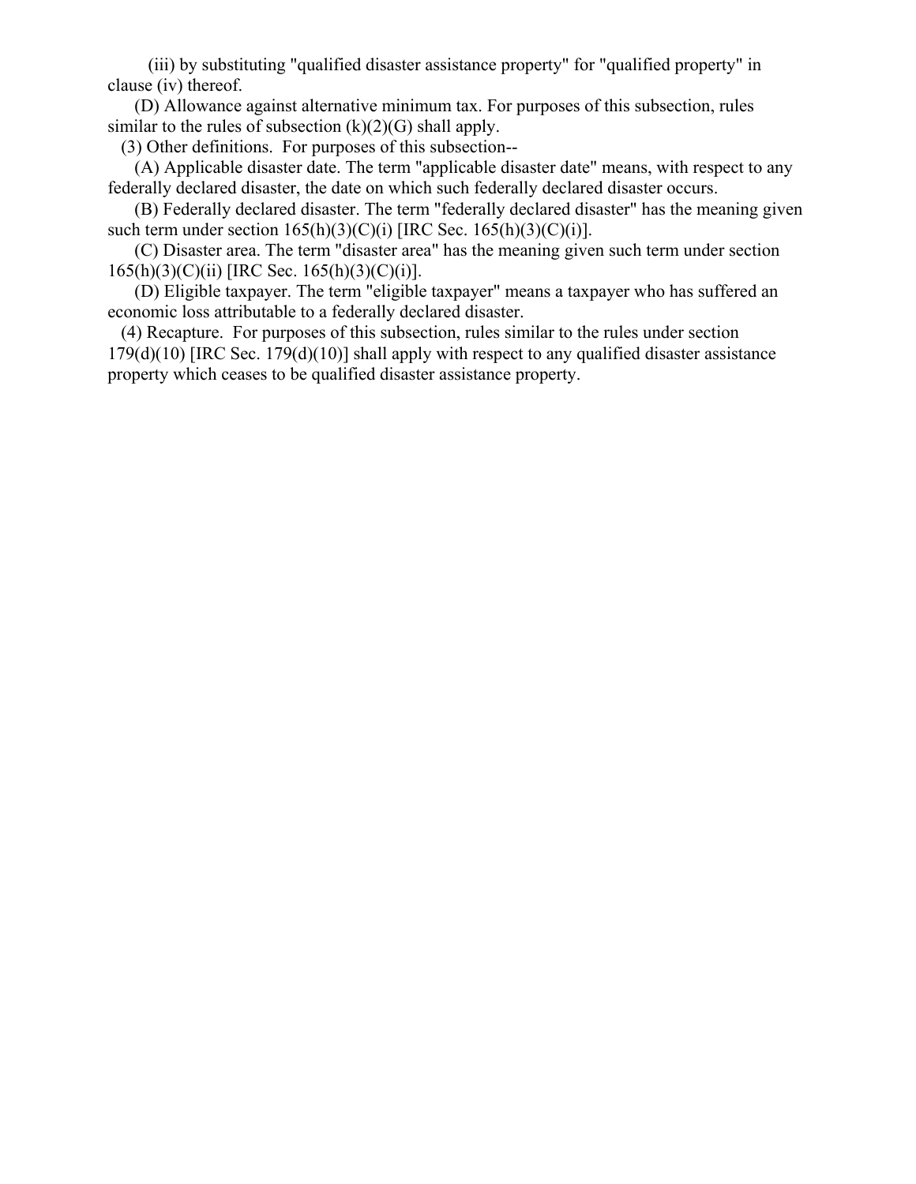(iii) by substituting "qualified disaster assistance property" for "qualified property" in clause (iv) thereof.

(D) Allowance against alternative minimum tax. For purposes of this subsection, rules similar to the rules of subsection (k)(2)(G) shall apply.

(3) Other definitions. For purposes of this subsection--

(A) Applicable disaster date. The term "applicable disaster date" means, with respect to any federally declared disaster, the date on which such federally declared disaster occurs.

(B) Federally declared disaster. The term "federally declared disaster" has the meaning given such term under section 165(h)(3)(C)(i) [IRC Sec. 165(h)(3)(C)(i)].

(C) Disaster area. The term "disaster area" has the meaning given such term under section 165(h)(3)(C)(ii) [IRC Sec. 165(h)(3)(C)(i)].

(D) Eligible taxpayer. The term "eligible taxpayer" means a taxpayer who has suffered an economic loss attributable to a federally declared disaster.

(4) Recapture. For purposes of this subsection, rules similar to the rules under section 179(d)(10) [IRC Sec. 179(d)(10)] shall apply with respect to any qualified disaster assistance property which ceases to be qualified disaster assistance property.